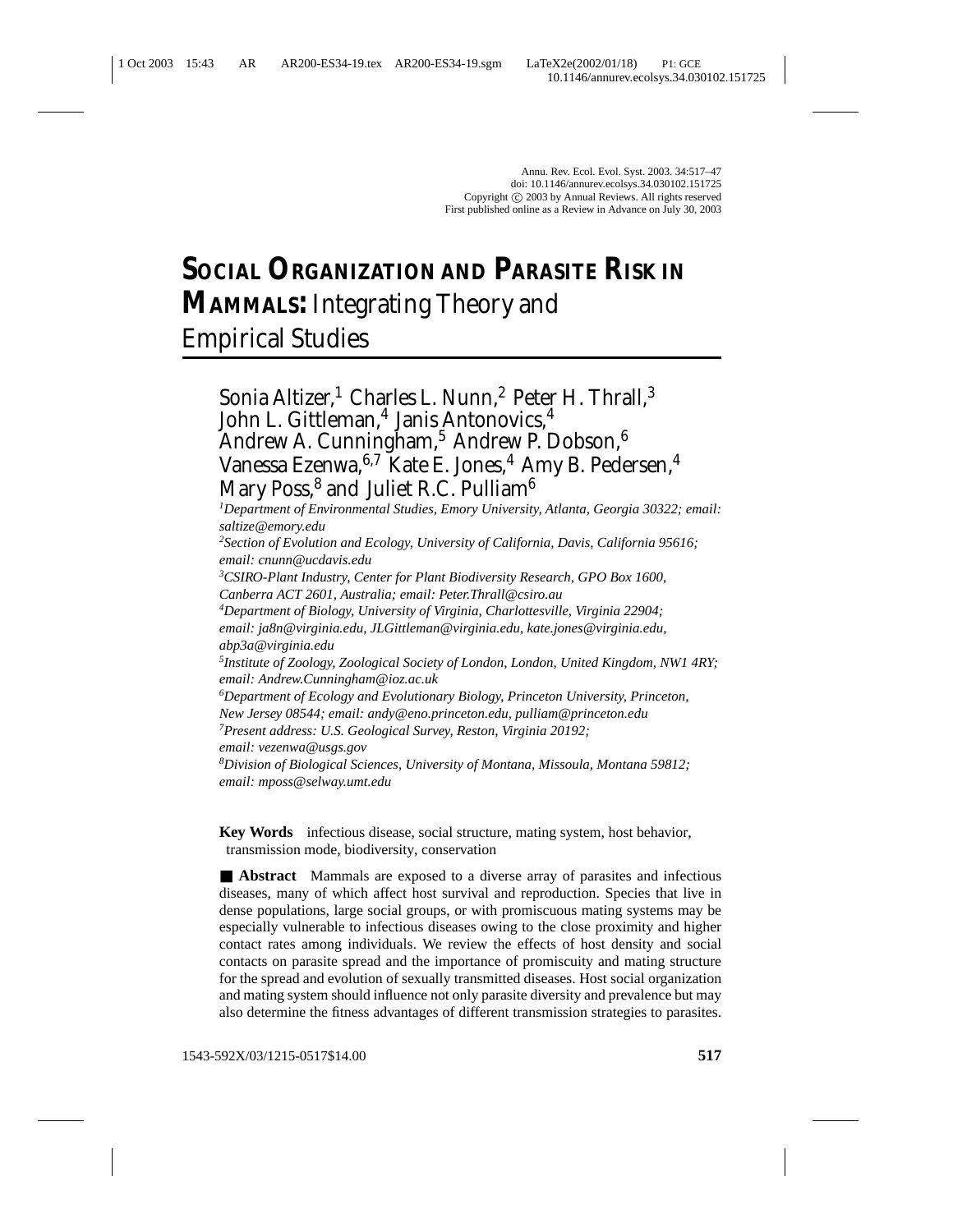# SOCIAL ORGANIZATION AND PARASITE RISK IN MAMMALS: Integrating Theory and Empirical Studies

Sonia Altizer,[1] Charles L. Nunn,[2] Peter H. Thrall,[3] John L. Gittleman,[4] Janis Antonovics,[4] Andrew A. Cunningham,[5] Andrew P. Dobson,[6] Vanessa Ezenwa,[6,7] Kate E. Jones,[4] Amy B. Pedersen,[4] Mary Poss,[8] and Juliet R.C. Pulliam[6]

[1]*Department of Environmental Studies, Emory University, Atlanta, Georgia 30322; email: saltize@emory.edu*

[2]*Section of Evolution and Ecology, University of California, Davis, California 95616; email: cnunn@ucdavis.edu*

[3]*CSIRO-Plant Industry, Center for Plant Biodiversity Research, GPO Box 1600, Canberra ACT 2601, Australia; email: Peter.Thrall@csiro.au*

[4]*Department of Biology, University of Virginia, Charlottesville, Virginia 22904; email: ja8n@virginia.edu, JLGittleman@virginia.edu, kate.jones@virginia.edu, abp3a@virginia.edu*

[5]*Institute of Zoology, Zoological Society of London, London, United Kingdom, NW1 4RY; email: Andrew.Cunningham@ioz.ac.uk*

[6]*Department of Ecology and Evolutionary Biology, Princeton University, Princeton, New Jersey 08544; email: andy@eno.princeton.edu, pulliam@princeton.edu*

[7]*Present address: U.S. Geological Survey, Reston, Virginia 20192; email: vezenwa@usgs.gov*

[8]*Division of Biological Sciences, University of Montana, Missoula, Montana 59812; email: mposs@selway.umt.edu*

**Key Words** infectious disease, social structure, mating system, host behavior, transmission mode, biodiversity, conservation

■ **Abstract** Mammals are exposed to a diverse array of parasites and infectious diseases, many of which affect host survival and reproduction. Species that live in dense populations, large social groups, or with promiscuous mating systems may be especially vulnerable to infectious diseases owing to the close proximity and higher contact rates among individuals. We review the effects of host density and social contacts on parasite spread and the importance of promiscuity and mating structure for the spread and evolution of sexually transmitted diseases. Host social organization and mating system should influence not only parasite diversity and prevalence but may also determine the fitness advantages of different transmission strategies to parasites.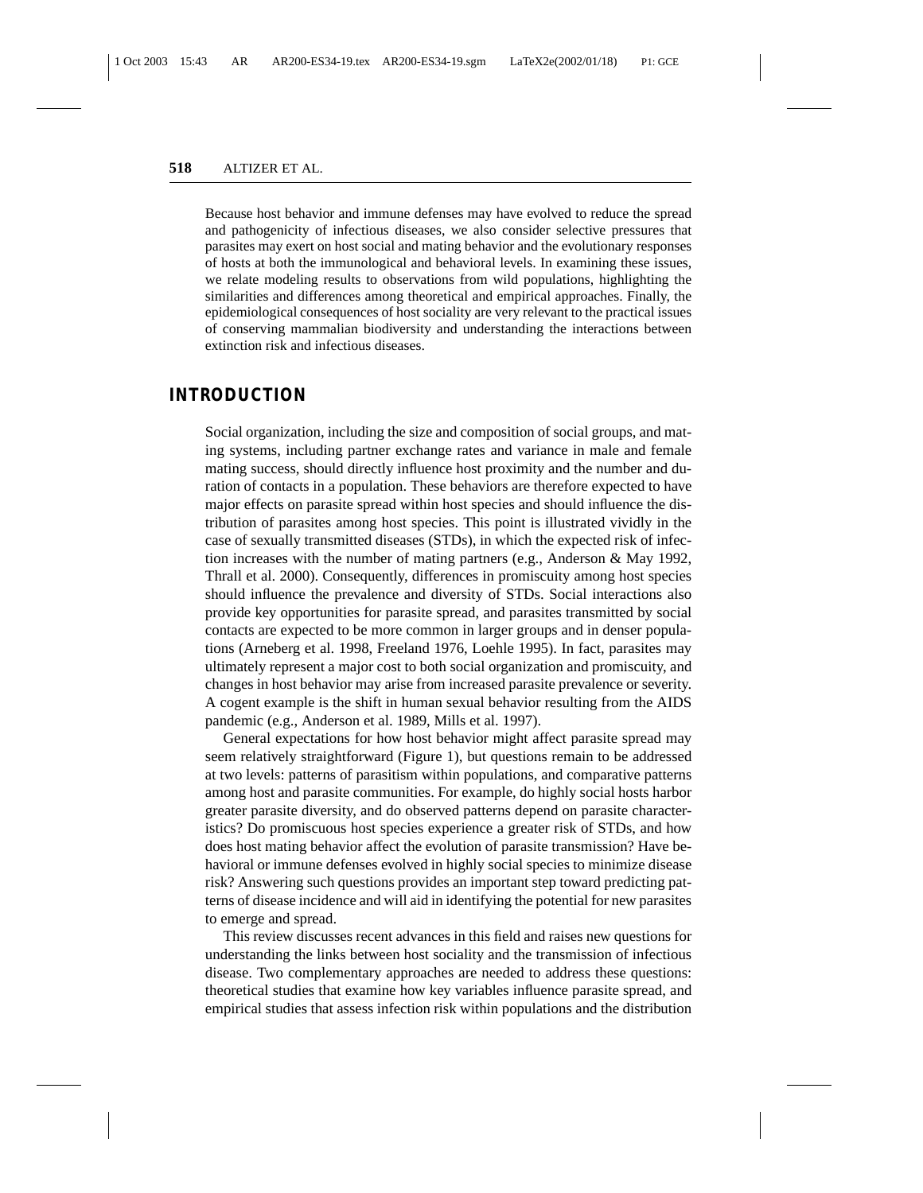Because host behavior and immune defenses may have evolved to reduce the spread and pathogenicity of infectious diseases, we also consider selective pressures that parasites may exert on host social and mating behavior and the evolutionary responses of hosts at both the immunological and behavioral levels. In examining these issues, we relate modeling results to observations from wild populations, highlighting the similarities and differences among theoretical and empirical approaches. Finally, the epidemiological consequences of host sociality are very relevant to the practical issues of conserving mammalian biodiversity and understanding the interactions between extinction risk and infectious diseases.

## INTRODUCTION

Social organization, including the size and composition of social groups, and mating systems, including partner exchange rates and variance in male and female mating success, should directly influence host proximity and the number and duration of contacts in a population. These behaviors are therefore expected to have major effects on parasite spread within host species and should influence the distribution of parasites among host species. This point is illustrated vividly in the case of sexually transmitted diseases (STDs), in which the expected risk of infection increases with the number of mating partners (e.g., Anderson & May 1992, Thrall et al. 2000). Consequently, differences in promiscuity among host species should influence the prevalence and diversity of STDs. Social interactions also provide key opportunities for parasite spread, and parasites transmitted by social contacts are expected to be more common in larger groups and in denser populations (Arneberg et al. 1998, Freeland 1976, Loehle 1995). In fact, parasites may ultimately represent a major cost to both social organization and promiscuity, and changes in host behavior may arise from increased parasite prevalence or severity. A cogent example is the shift in human sexual behavior resulting from the AIDS pandemic (e.g., Anderson et al. 1989, Mills et al. 1997).

General expectations for how host behavior might affect parasite spread may seem relatively straightforward (Figure 1), but questions remain to be addressed at two levels: patterns of parasitism within populations, and comparative patterns among host and parasite communities. For example, do highly social hosts harbor greater parasite diversity, and do observed patterns depend on parasite characteristics? Do promiscuous host species experience a greater risk of STDs, and how does host mating behavior affect the evolution of parasite transmission? Have behavioral or immune defenses evolved in highly social species to minimize disease risk? Answering such questions provides an important step toward predicting patterns of disease incidence and will aid in identifying the potential for new parasites to emerge and spread.

This review discusses recent advances in this field and raises new questions for understanding the links between host sociality and the transmission of infectious disease. Two complementary approaches are needed to address these questions: theoretical studies that examine how key variables influence parasite spread, and empirical studies that assess infection risk within populations and the distribution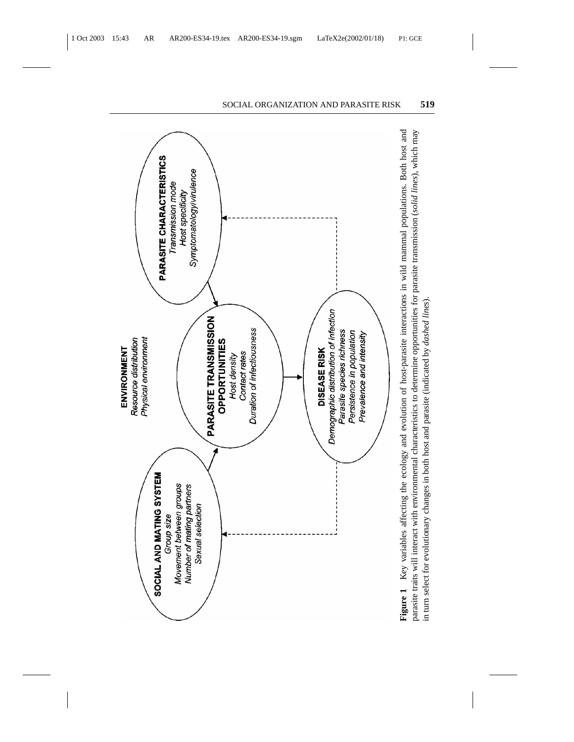**SOCIAL AND MATING SYSTEM**
*Group size*
*Movement between groups*
*Number of mating partners*
*Sexual selection*

**ENVIRONMENT**
*Resource distribution*
*Physical environment*

**PARASITE CHARACTERISTICS**
*Transmission mode*
*Host specificity*
*Symptomatology/virulence*

**PARASITE TRANSMISSION OPPORTUNITIES**
*Host density*
*Contact rates*
*Duration of infectiousness*

**DISEASE RISK**
*Demographic distribution of infection*
*Parasite species richness*
*Persistence in population*
*Prevalence and intensity*

**Figure 1** Key variables affecting the ecology and evolution of host-parasite interactions in wild mammal populations. Both host and parasite traits will interact with environmental characteristics to determine opportunities for parasite transmission (*solid lines*), which may in turn select for evolutionary changes in both host and parasite (indicated by *dashed lines*).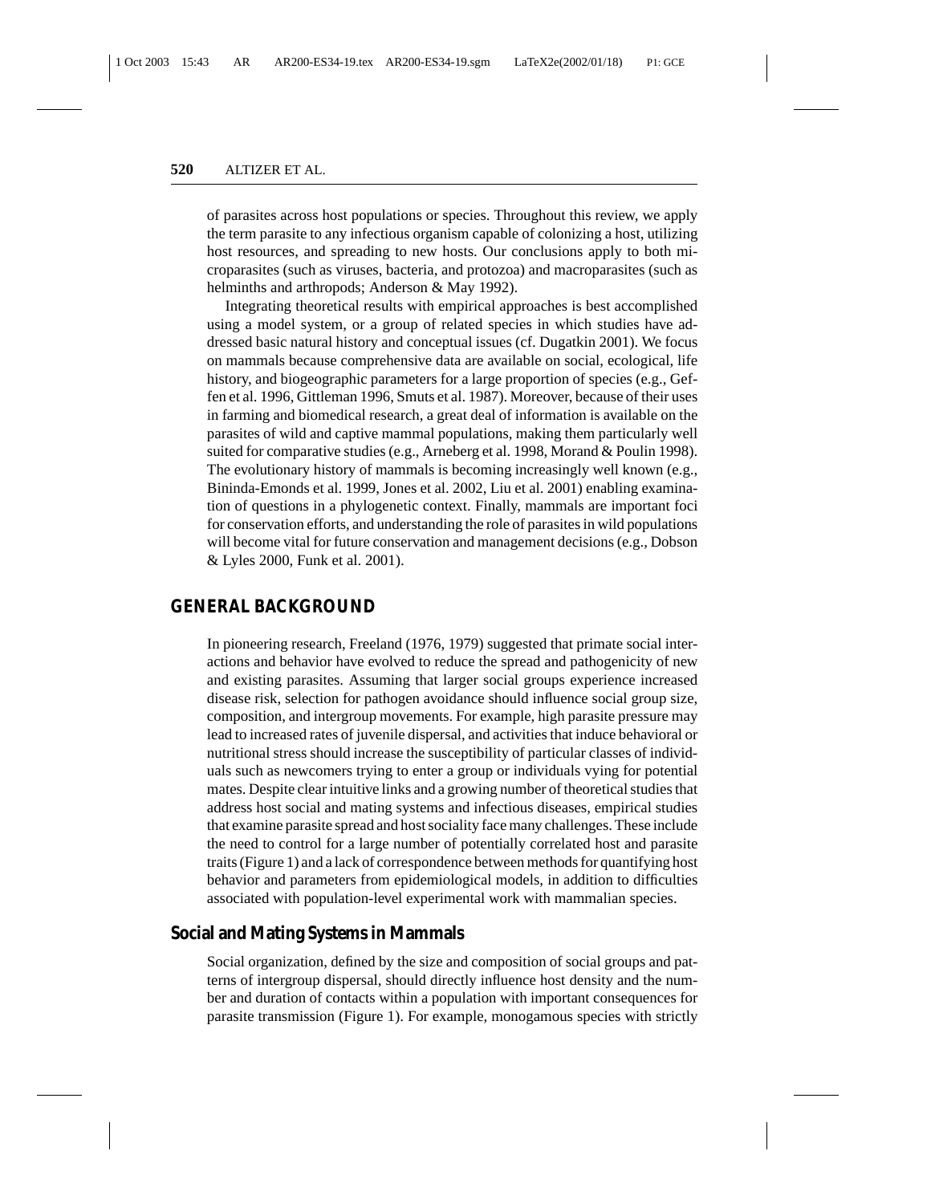of parasites across host populations or species. Throughout this review, we apply the term parasite to any infectious organism capable of colonizing a host, utilizing host resources, and spreading to new hosts. Our conclusions apply to both microparasites (such as viruses, bacteria, and protozoa) and macroparasites (such as helminths and arthropods; Anderson & May 1992).

Integrating theoretical results with empirical approaches is best accomplished using a model system, or a group of related species in which studies have addressed basic natural history and conceptual issues (cf. Dugatkin 2001). We focus on mammals because comprehensive data are available on social, ecological, life history, and biogeographic parameters for a large proportion of species (e.g., Geffen et al. 1996, Gittleman 1996, Smuts et al. 1987). Moreover, because of their uses in farming and biomedical research, a great deal of information is available on the parasites of wild and captive mammal populations, making them particularly well suited for comparative studies (e.g., Arneberg et al. 1998, Morand & Poulin 1998). The evolutionary history of mammals is becoming increasingly well known (e.g., Bininda-Emonds et al. 1999, Jones et al. 2002, Liu et al. 2001) enabling examination of questions in a phylogenetic context. Finally, mammals are important foci for conservation efforts, and understanding the role of parasites in wild populations will become vital for future conservation and management decisions (e.g., Dobson & Lyles 2000, Funk et al. 2001).

## GENERAL BACKGROUND

In pioneering research, Freeland (1976, 1979) suggested that primate social interactions and behavior have evolved to reduce the spread and pathogenicity of new and existing parasites. Assuming that larger social groups experience increased disease risk, selection for pathogen avoidance should influence social group size, composition, and intergroup movements. For example, high parasite pressure may lead to increased rates of juvenile dispersal, and activities that induce behavioral or nutritional stress should increase the susceptibility of particular classes of individuals such as newcomers trying to enter a group or individuals vying for potential mates. Despite clear intuitive links and a growing number of theoretical studies that address host social and mating systems and infectious diseases, empirical studies that examine parasite spread and host sociality face many challenges. These include the need to control for a large number of potentially correlated host and parasite traits (Figure 1) and a lack of correspondence between methods for quantifying host behavior and parameters from epidemiological models, in addition to difficulties associated with population-level experimental work with mammalian species.

### Social and Mating Systems in Mammals

Social organization, defined by the size and composition of social groups and patterns of intergroup dispersal, should directly influence host density and the number and duration of contacts within a population with important consequences for parasite transmission (Figure 1). For example, monogamous species with strictly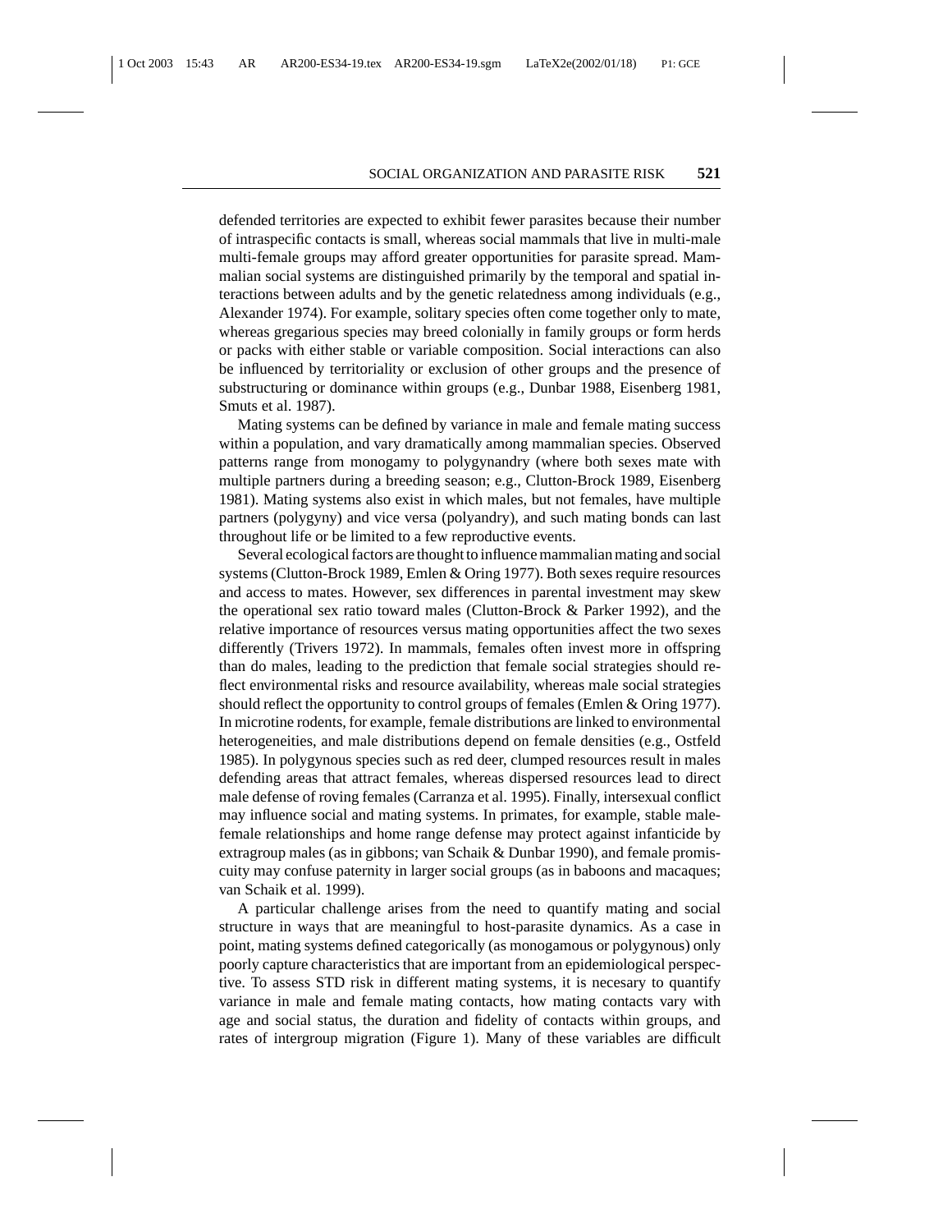defended territories are expected to exhibit fewer parasites because their number of intraspecific contacts is small, whereas social mammals that live in multi-male multi-female groups may afford greater opportunities for parasite spread. Mammalian social systems are distinguished primarily by the temporal and spatial interactions between adults and by the genetic relatedness among individuals (e.g., Alexander 1974). For example, solitary species often come together only to mate, whereas gregarious species may breed colonially in family groups or form herds or packs with either stable or variable composition. Social interactions can also be influenced by territoriality or exclusion of other groups and the presence of substructuring or dominance within groups (e.g., Dunbar 1988, Eisenberg 1981, Smuts et al. 1987).

Mating systems can be defined by variance in male and female mating success within a population, and vary dramatically among mammalian species. Observed patterns range from monogamy to polygynandry (where both sexes mate with multiple partners during a breeding season; e.g., Clutton-Brock 1989, Eisenberg 1981). Mating systems also exist in which males, but not females, have multiple partners (polygyny) and vice versa (polyandry), and such mating bonds can last throughout life or be limited to a few reproductive events.

Several ecological factors are thought to influence mammalian mating and social systems (Clutton-Brock 1989, Emlen & Oring 1977). Both sexes require resources and access to mates. However, sex differences in parental investment may skew the operational sex ratio toward males (Clutton-Brock & Parker 1992), and the relative importance of resources versus mating opportunities affect the two sexes differently (Trivers 1972). In mammals, females often invest more in offspring than do males, leading to the prediction that female social strategies should reflect environmental risks and resource availability, whereas male social strategies should reflect the opportunity to control groups of females (Emlen & Oring 1977). In microtine rodents, for example, female distributions are linked to environmental heterogeneities, and male distributions depend on female densities (e.g., Ostfeld 1985). In polygynous species such as red deer, clumped resources result in males defending areas that attract females, whereas dispersed resources lead to direct male defense of roving females (Carranza et al. 1995). Finally, intersexual conflict may influence social and mating systems. In primates, for example, stable male-female relationships and home range defense may protect against infanticide by extragroup males (as in gibbons; van Schaik & Dunbar 1990), and female promiscuity may confuse paternity in larger social groups (as in baboons and macaques; van Schaik et al. 1999).

A particular challenge arises from the need to quantify mating and social structure in ways that are meaningful to host-parasite dynamics. As a case in point, mating systems defined categorically (as monogamous or polygynous) only poorly capture characteristics that are important from an epidemiological perspective. To assess STD risk in different mating systems, it is necesary to quantify variance in male and female mating contacts, how mating contacts vary with age and social status, the duration and fidelity of contacts within groups, and rates of intergroup migration (Figure 1). Many of these variables are difficult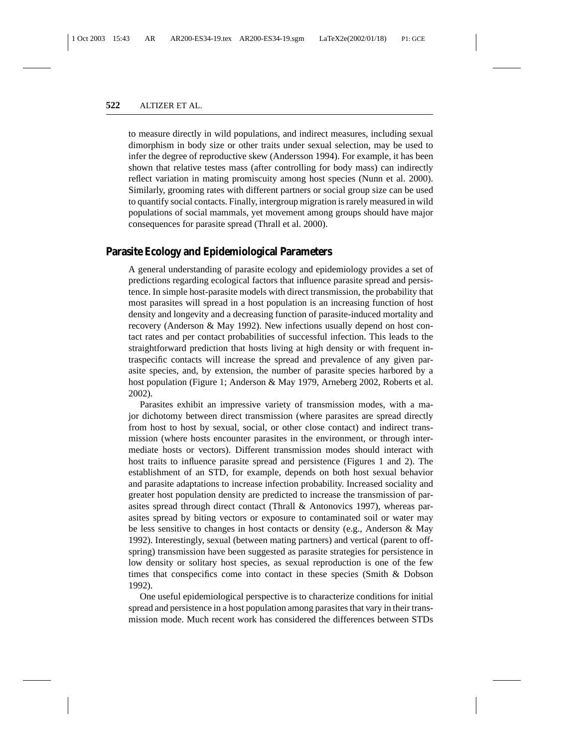to measure directly in wild populations, and indirect measures, including sexual dimorphism in body size or other traits under sexual selection, may be used to infer the degree of reproductive skew (Andersson 1994). For example, it has been shown that relative testes mass (after controlling for body mass) can indirectly reflect variation in mating promiscuity among host species (Nunn et al. 2000). Similarly, grooming rates with different partners or social group size can be used to quantify social contacts. Finally, intergroup migration is rarely measured in wild populations of social mammals, yet movement among groups should have major consequences for parasite spread (Thrall et al. 2000).

## Parasite Ecology and Epidemiological Parameters

A general understanding of parasite ecology and epidemiology provides a set of predictions regarding ecological factors that influence parasite spread and persistence. In simple host-parasite models with direct transmission, the probability that most parasites will spread in a host population is an increasing function of host density and longevity and a decreasing function of parasite-induced mortality and recovery (Anderson & May 1992). New infections usually depend on host contact rates and per contact probabilities of successful infection. This leads to the straightforward prediction that hosts living at high density or with frequent intraspecific contacts will increase the spread and prevalence of any given parasite species, and, by extension, the number of parasite species harbored by a host population (Figure 1; Anderson & May 1979, Arneberg 2002, Roberts et al. 2002).

Parasites exhibit an impressive variety of transmission modes, with a major dichotomy between direct transmission (where parasites are spread directly from host to host by sexual, social, or other close contact) and indirect transmission (where hosts encounter parasites in the environment, or through intermediate hosts or vectors). Different transmission modes should interact with host traits to influence parasite spread and persistence (Figures 1 and 2). The establishment of an STD, for example, depends on both host sexual behavior and parasite adaptations to increase infection probability. Increased sociality and greater host population density are predicted to increase the transmission of parasites spread through direct contact (Thrall & Antonovics 1997), whereas parasites spread by biting vectors or exposure to contaminated soil or water may be less sensitive to changes in host contacts or density (e.g., Anderson & May 1992). Interestingly, sexual (between mating partners) and vertical (parent to offspring) transmission have been suggested as parasite strategies for persistence in low density or solitary host species, as sexual reproduction is one of the few times that conspecifics come into contact in these species (Smith & Dobson 1992).

One useful epidemiological perspective is to characterize conditions for initial spread and persistence in a host population among parasites that vary in their transmission mode. Much recent work has considered the differences between STDs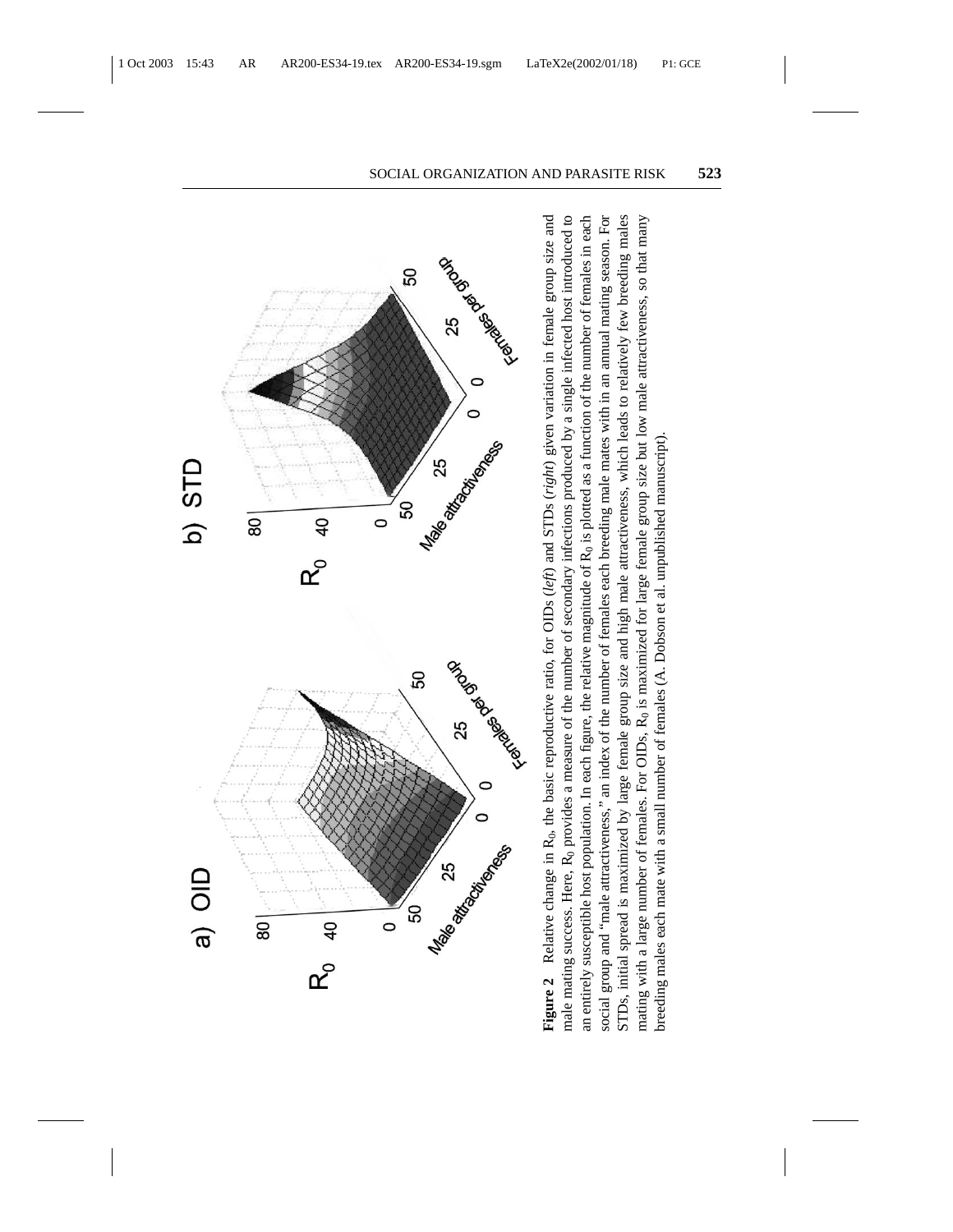**Figure 2** Relative change in $R_0$, the basic reproductive ratio, for OIDs (*left*) and STDs (*right*) given variation in female group size and male mating success. Here, $R_0$ provides a measure of the number of secondary infections produced by a single infected host introduced to an entirely susceptible host population. In each figure, the relative magnitude of $R_0$ is plotted as a function of the number of females in each social group and "male attractiveness," an index of the number of females each breeding male mates with in an annual mating season. For STDs, initial spread is maximized by large female group size and high male attractiveness, which leads to relatively few breeding males mating with a large number of females. For OIDs, $R_0$ is maximized for large female group size but low male attractiveness, so that many breeding males each mate with a small number of females (A. Dobson et al. unpublished manuscript).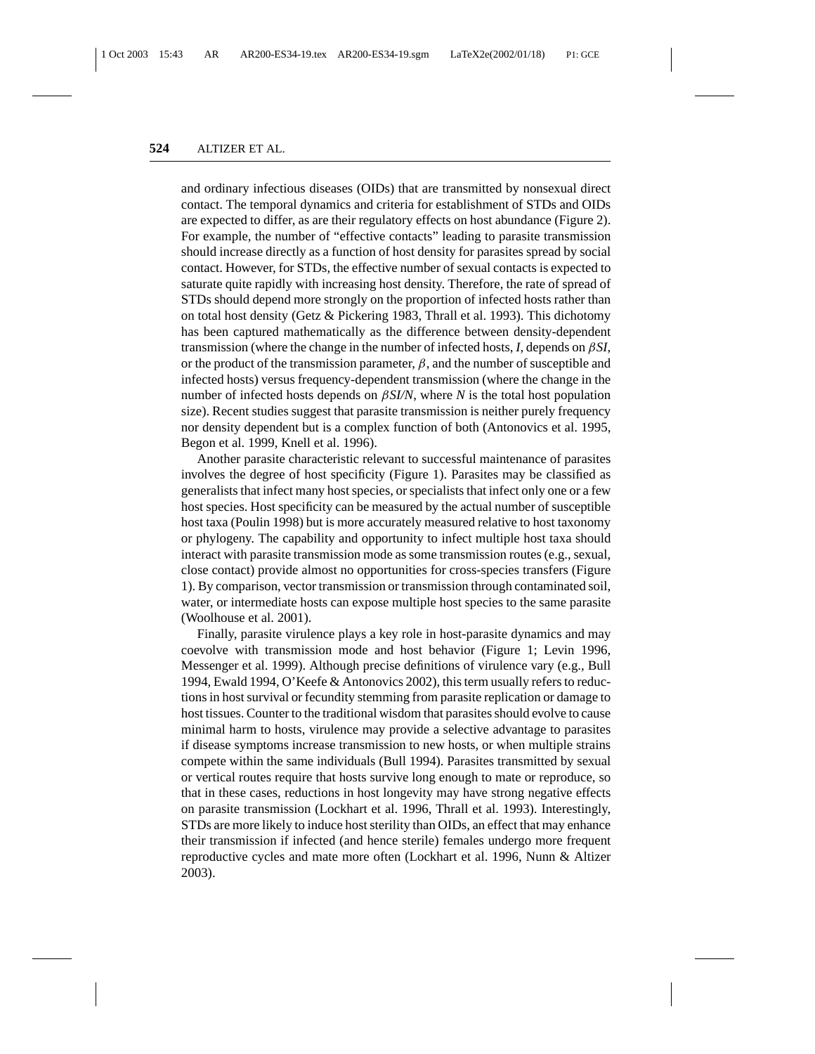and ordinary infectious diseases (OIDs) that are transmitted by nonsexual direct contact. The temporal dynamics and criteria for establishment of STDs and OIDs are expected to differ, as are their regulatory effects on host abundance (Figure 2). For example, the number of "effective contacts" leading to parasite transmission should increase directly as a function of host density for parasites spread by social contact. However, for STDs, the effective number of sexual contacts is expected to saturate quite rapidly with increasing host density. Therefore, the rate of spread of STDs should depend more strongly on the proportion of infected hosts rather than on total host density (Getz & Pickering 1983, Thrall et al. 1993). This dichotomy has been captured mathematically as the difference between density-dependent transmission (where the change in the number of infected hosts, $I$, depends on $\beta SI$, or the product of the transmission parameter, $\beta$, and the number of susceptible and infected hosts) versus frequency-dependent transmission (where the change in the number of infected hosts depends on $\beta SI/N$, where $N$ is the total host population size). Recent studies suggest that parasite transmission is neither purely frequency nor density dependent but is a complex function of both (Antonovics et al. 1995, Begon et al. 1999, Knell et al. 1996).

Another parasite characteristic relevant to successful maintenance of parasites involves the degree of host specificity (Figure 1). Parasites may be classified as generalists that infect many host species, or specialists that infect only one or a few host species. Host specificity can be measured by the actual number of susceptible host taxa (Poulin 1998) but is more accurately measured relative to host taxonomy or phylogeny. The capability and opportunity to infect multiple host taxa should interact with parasite transmission mode as some transmission routes (e.g., sexual, close contact) provide almost no opportunities for cross-species transfers (Figure 1). By comparison, vector transmission or transmission through contaminated soil, water, or intermediate hosts can expose multiple host species to the same parasite (Woolhouse et al. 2001).

Finally, parasite virulence plays a key role in host-parasite dynamics and may coevolve with transmission mode and host behavior (Figure 1; Levin 1996, Messenger et al. 1999). Although precise definitions of virulence vary (e.g., Bull 1994, Ewald 1994, O'Keefe & Antonovics 2002), this term usually refers to reductions in host survival or fecundity stemming from parasite replication or damage to host tissues. Counter to the traditional wisdom that parasites should evolve to cause minimal harm to hosts, virulence may provide a selective advantage to parasites if disease symptoms increase transmission to new hosts, or when multiple strains compete within the same individuals (Bull 1994). Parasites transmitted by sexual or vertical routes require that hosts survive long enough to mate or reproduce, so that in these cases, reductions in host longevity may have strong negative effects on parasite transmission (Lockhart et al. 1996, Thrall et al. 1993). Interestingly, STDs are more likely to induce host sterility than OIDs, an effect that may enhance their transmission if infected (and hence sterile) females undergo more frequent reproductive cycles and mate more often (Lockhart et al. 1996, Nunn & Altizer 2003).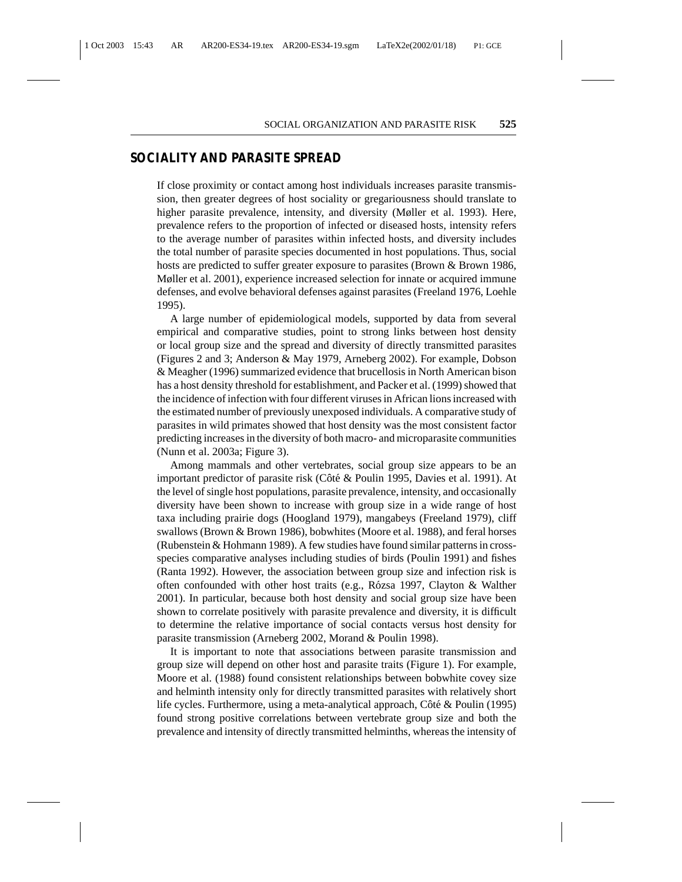## SOCIALITY AND PARASITE SPREAD

If close proximity or contact among host individuals increases parasite transmission, then greater degrees of host sociality or gregariousness should translate to higher parasite prevalence, intensity, and diversity (Møller et al. 1993). Here, prevalence refers to the proportion of infected or diseased hosts, intensity refers to the average number of parasites within infected hosts, and diversity includes the total number of parasite species documented in host populations. Thus, social hosts are predicted to suffer greater exposure to parasites (Brown & Brown 1986, Møller et al. 2001), experience increased selection for innate or acquired immune defenses, and evolve behavioral defenses against parasites (Freeland 1976, Loehle 1995).

A large number of epidemiological models, supported by data from several empirical and comparative studies, point to strong links between host density or local group size and the spread and diversity of directly transmitted parasites (Figures 2 and 3; Anderson & May 1979, Arneberg 2002). For example, Dobson & Meagher (1996) summarized evidence that brucellosis in North American bison has a host density threshold for establishment, and Packer et al. (1999) showed that the incidence of infection with four different viruses in African lions increased with the estimated number of previously unexposed individuals. A comparative study of parasites in wild primates showed that host density was the most consistent factor predicting increases in the diversity of both macro- and microparasite communities (Nunn et al. 2003a; Figure 3).

Among mammals and other vertebrates, social group size appears to be an important predictor of parasite risk (Côté & Poulin 1995, Davies et al. 1991). At the level of single host populations, parasite prevalence, intensity, and occasionally diversity have been shown to increase with group size in a wide range of host taxa including prairie dogs (Hoogland 1979), mangabeys (Freeland 1979), cliff swallows (Brown & Brown 1986), bobwhites (Moore et al. 1988), and feral horses (Rubenstein & Hohmann 1989). A few studies have found similar patterns in cross-species comparative analyses including studies of birds (Poulin 1991) and fishes (Ranta 1992). However, the association between group size and infection risk is often confounded with other host traits (e.g., Rózsa 1997, Clayton & Walther 2001). In particular, because both host density and social group size have been shown to correlate positively with parasite prevalence and diversity, it is difficult to determine the relative importance of social contacts versus host density for parasite transmission (Arneberg 2002, Morand & Poulin 1998).

It is important to note that associations between parasite transmission and group size will depend on other host and parasite traits (Figure 1). For example, Moore et al. (1988) found consistent relationships between bobwhite covey size and helminth intensity only for directly transmitted parasites with relatively short life cycles. Furthermore, using a meta-analytical approach, Côté & Poulin (1995) found strong positive correlations between vertebrate group size and both the prevalence and intensity of directly transmitted helminths, whereas the intensity of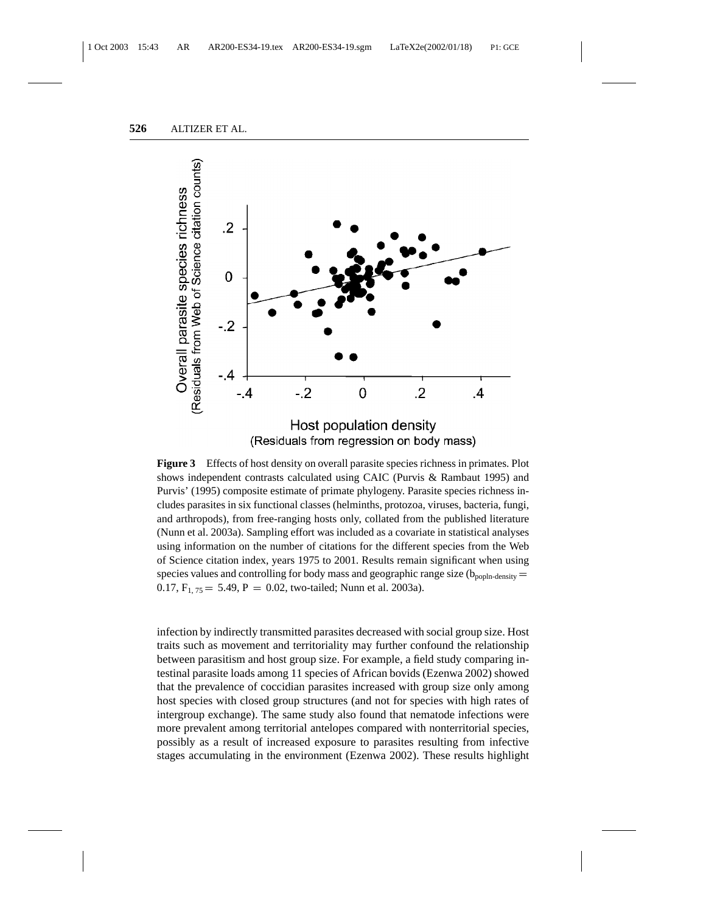**Figure 3** Effects of host density on overall parasite species richness in primates. Plot shows independent contrasts calculated using CAIC (Purvis & Rambaut 1995) and Purvis' (1995) composite estimate of primate phylogeny. Parasite species richness includes parasites in six functional classes (helminths, protozoa, viruses, bacteria, fungi, and arthropods), from free-ranging hosts only, collated from the published literature (Nunn et al. 2003a). Sampling effort was included as a covariate in statistical analyses using information on the number of citations for the different species from the Web of Science citation index, years 1975 to 2001. Results remain significant when using species values and controlling for body mass and geographic range size ($b_{\text{popln-density}} = 0.17$, $F_{1, 75} = 5.49$, $P = 0.02$, two-tailed; Nunn et al. 2003a).

infection by indirectly transmitted parasites decreased with social group size. Host traits such as movement and territoriality may further confound the relationship between parasitism and host group size. For example, a field study comparing intestinal parasite loads among 11 species of African bovids (Ezenwa 2002) showed that the prevalence of coccidian parasites increased with group size only among host species with closed group structures (and not for species with high rates of intergroup exchange). The same study also found that nematode infections were more prevalent among territorial antelopes compared with nonterritorial species, possibly as a result of increased exposure to parasites resulting from infective stages accumulating in the environment (Ezenwa 2002). These results highlight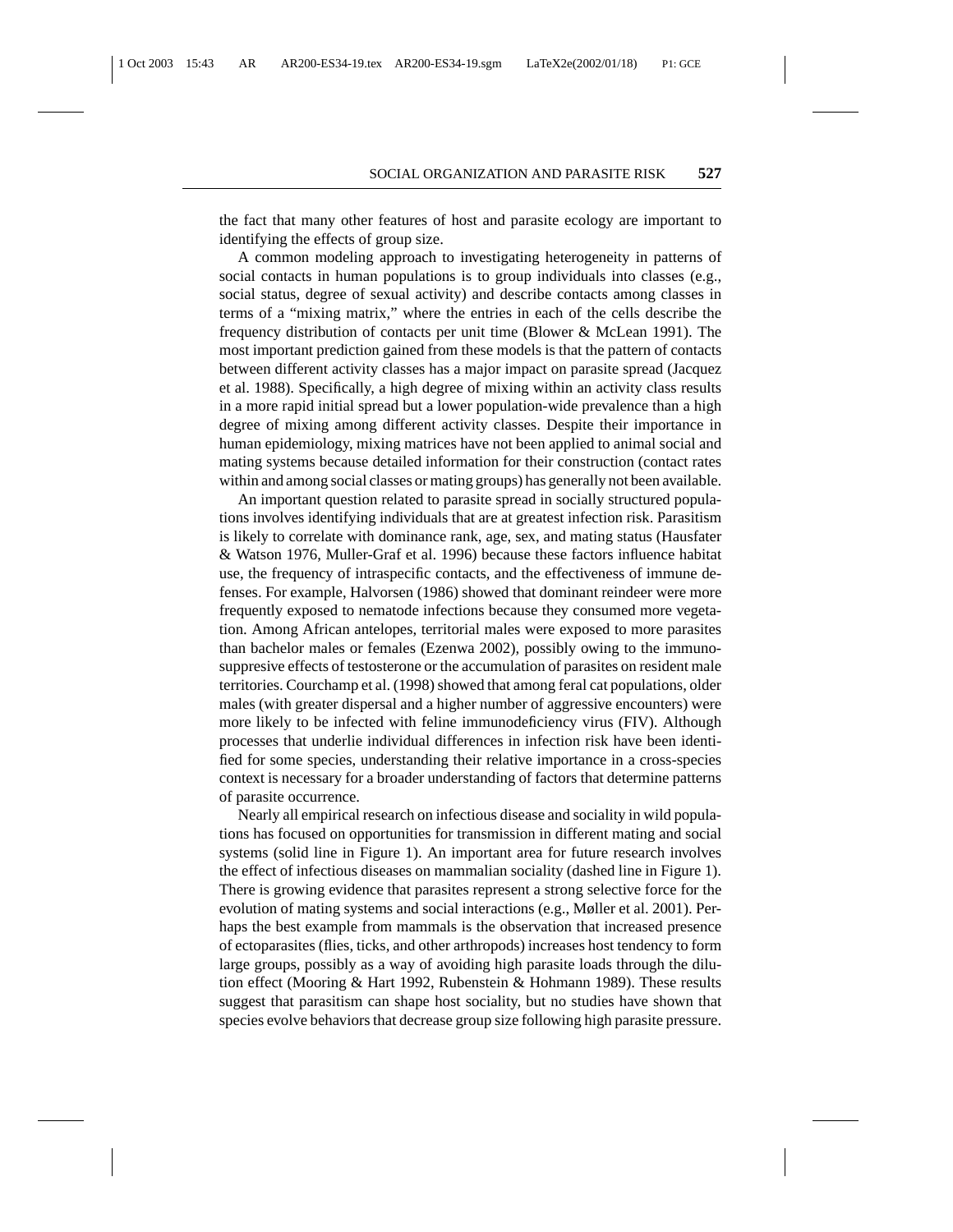the fact that many other features of host and parasite ecology are important to identifying the effects of group size.

A common modeling approach to investigating heterogeneity in patterns of social contacts in human populations is to group individuals into classes (e.g., social status, degree of sexual activity) and describe contacts among classes in terms of a "mixing matrix," where the entries in each of the cells describe the frequency distribution of contacts per unit time (Blower & McLean 1991). The most important prediction gained from these models is that the pattern of contacts between different activity classes has a major impact on parasite spread (Jacquez et al. 1988). Specifically, a high degree of mixing within an activity class results in a more rapid initial spread but a lower population-wide prevalence than a high degree of mixing among different activity classes. Despite their importance in human epidemiology, mixing matrices have not been applied to animal social and mating systems because detailed information for their construction (contact rates within and among social classes or mating groups) has generally not been available.

An important question related to parasite spread in socially structured populations involves identifying individuals that are at greatest infection risk. Parasitism is likely to correlate with dominance rank, age, sex, and mating status (Hausfater & Watson 1976, Muller-Graf et al. 1996) because these factors influence habitat use, the frequency of intraspecific contacts, and the effectiveness of immune defenses. For example, Halvorsen (1986) showed that dominant reindeer were more frequently exposed to nematode infections because they consumed more vegetation. Among African antelopes, territorial males were exposed to more parasites than bachelor males or females (Ezenwa 2002), possibly owing to the immunosuppresive effects of testosterone or the accumulation of parasites on resident male territories. Courchamp et al. (1998) showed that among feral cat populations, older males (with greater dispersal and a higher number of aggressive encounters) were more likely to be infected with feline immunodeficiency virus (FIV). Although processes that underlie individual differences in infection risk have been identified for some species, understanding their relative importance in a cross-species context is necessary for a broader understanding of factors that determine patterns of parasite occurrence.

Nearly all empirical research on infectious disease and sociality in wild populations has focused on opportunities for transmission in different mating and social systems (solid line in Figure 1). An important area for future research involves the effect of infectious diseases on mammalian sociality (dashed line in Figure 1). There is growing evidence that parasites represent a strong selective force for the evolution of mating systems and social interactions (e.g., Møller et al. 2001). Perhaps the best example from mammals is the observation that increased presence of ectoparasites (flies, ticks, and other arthropods) increases host tendency to form large groups, possibly as a way of avoiding high parasite loads through the dilution effect (Mooring & Hart 1992, Rubenstein & Hohmann 1989). These results suggest that parasitism can shape host sociality, but no studies have shown that species evolve behaviors that decrease group size following high parasite pressure.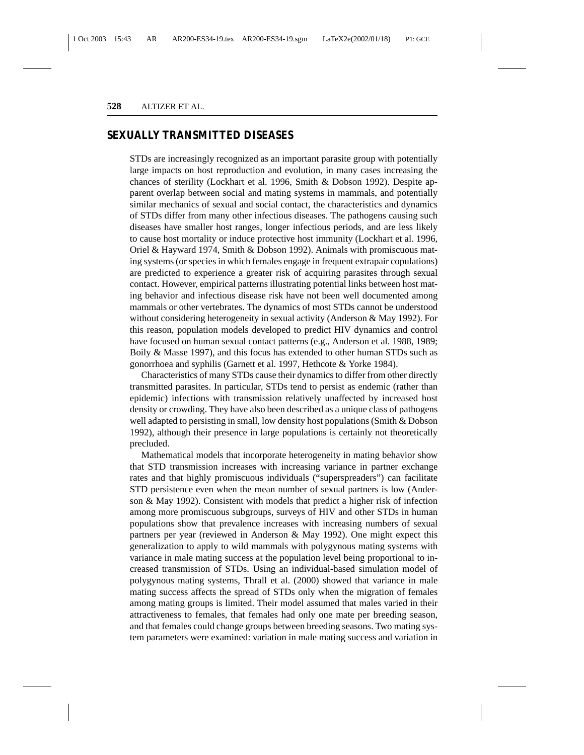## SEXUALLY TRANSMITTED DISEASES

STDs are increasingly recognized as an important parasite group with potentially large impacts on host reproduction and evolution, in many cases increasing the chances of sterility (Lockhart et al. 1996, Smith & Dobson 1992). Despite apparent overlap between social and mating systems in mammals, and potentially similar mechanics of sexual and social contact, the characteristics and dynamics of STDs differ from many other infectious diseases. The pathogens causing such diseases have smaller host ranges, longer infectious periods, and are less likely to cause host mortality or induce protective host immunity (Lockhart et al. 1996, Oriel & Hayward 1974, Smith & Dobson 1992). Animals with promiscuous mating systems (or species in which females engage in frequent extrapair copulations) are predicted to experience a greater risk of acquiring parasites through sexual contact. However, empirical patterns illustrating potential links between host mating behavior and infectious disease risk have not been well documented among mammals or other vertebrates. The dynamics of most STDs cannot be understood without considering heterogeneity in sexual activity (Anderson & May 1992). For this reason, population models developed to predict HIV dynamics and control have focused on human sexual contact patterns (e.g., Anderson et al. 1988, 1989; Boily & Masse 1997), and this focus has extended to other human STDs such as gonorrhoea and syphilis (Garnett et al. 1997, Hethcote & Yorke 1984).

Characteristics of many STDs cause their dynamics to differ from other directly transmitted parasites. In particular, STDs tend to persist as endemic (rather than epidemic) infections with transmission relatively unaffected by increased host density or crowding. They have also been described as a unique class of pathogens well adapted to persisting in small, low density host populations (Smith & Dobson 1992), although their presence in large populations is certainly not theoretically precluded.

Mathematical models that incorporate heterogeneity in mating behavior show that STD transmission increases with increasing variance in partner exchange rates and that highly promiscuous individuals ("superspreaders") can facilitate STD persistence even when the mean number of sexual partners is low (Anderson & May 1992). Consistent with models that predict a higher risk of infection among more promiscuous subgroups, surveys of HIV and other STDs in human populations show that prevalence increases with increasing numbers of sexual partners per year (reviewed in Anderson & May 1992). One might expect this generalization to apply to wild mammals with polygynous mating systems with variance in male mating success at the population level being proportional to increased transmission of STDs. Using an individual-based simulation model of polygynous mating systems, Thrall et al. (2000) showed that variance in male mating success affects the spread of STDs only when the migration of females among mating groups is limited. Their model assumed that males varied in their attractiveness to females, that females had only one mate per breeding season, and that females could change groups between breeding seasons. Two mating system parameters were examined: variation in male mating success and variation in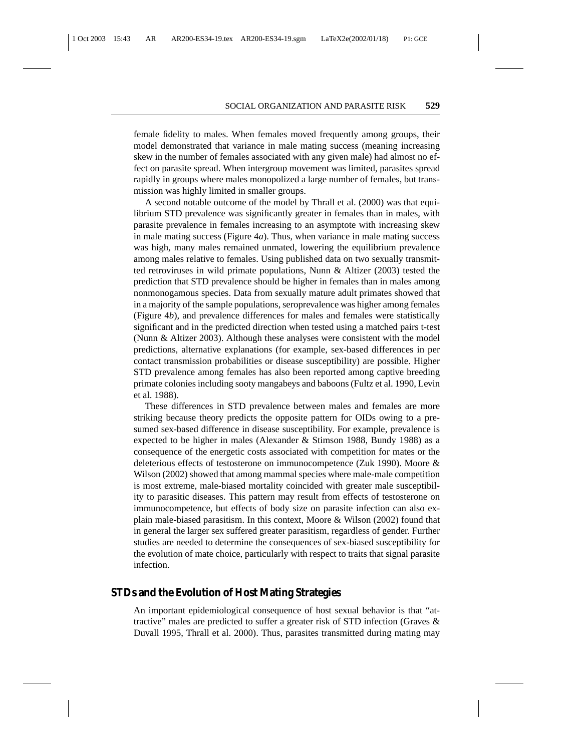female fidelity to males. When females moved frequently among groups, their model demonstrated that variance in male mating success (meaning increasing skew in the number of females associated with any given male) had almost no effect on parasite spread. When intergroup movement was limited, parasites spread rapidly in groups where males monopolized a large number of females, but transmission was highly limited in smaller groups.

A second notable outcome of the model by Thrall et al. (2000) was that equilibrium STD prevalence was significantly greater in females than in males, with parasite prevalence in females increasing to an asymptote with increasing skew in male mating success (Figure 4*a*). Thus, when variance in male mating success was high, many males remained unmated, lowering the equilibrium prevalence among males relative to females. Using published data on two sexually transmitted retroviruses in wild primate populations, Nunn & Altizer (2003) tested the prediction that STD prevalence should be higher in females than in males among nonmonogamous species. Data from sexually mature adult primates showed that in a majority of the sample populations, seroprevalence was higher among females (Figure 4*b*), and prevalence differences for males and females were statistically significant and in the predicted direction when tested using a matched pairs t-test (Nunn & Altizer 2003). Although these analyses were consistent with the model predictions, alternative explanations (for example, sex-based differences in per contact transmission probabilities or disease susceptibility) are possible. Higher STD prevalence among females has also been reported among captive breeding primate colonies including sooty mangabeys and baboons (Fultz et al. 1990, Levin et al. 1988).

These differences in STD prevalence between males and females are more striking because theory predicts the opposite pattern for OIDs owing to a presumed sex-based difference in disease susceptibility. For example, prevalence is expected to be higher in males (Alexander & Stimson 1988, Bundy 1988) as a consequence of the energetic costs associated with competition for mates or the deleterious effects of testosterone on immunocompetence (Zuk 1990). Moore & Wilson (2002) showed that among mammal species where male-male competition is most extreme, male-biased mortality coincided with greater male susceptibility to parasitic diseases. This pattern may result from effects of testosterone on immunocompetence, but effects of body size on parasite infection can also explain male-biased parasitism. In this context, Moore & Wilson (2002) found that in general the larger sex suffered greater parasitism, regardless of gender. Further studies are needed to determine the consequences of sex-biased susceptibility for the evolution of mate choice, particularly with respect to traits that signal parasite infection.

## STDs and the Evolution of Host Mating Strategies

An important epidemiological consequence of host sexual behavior is that "attractive" males are predicted to suffer a greater risk of STD infection (Graves & Duvall 1995, Thrall et al. 2000). Thus, parasites transmitted during mating may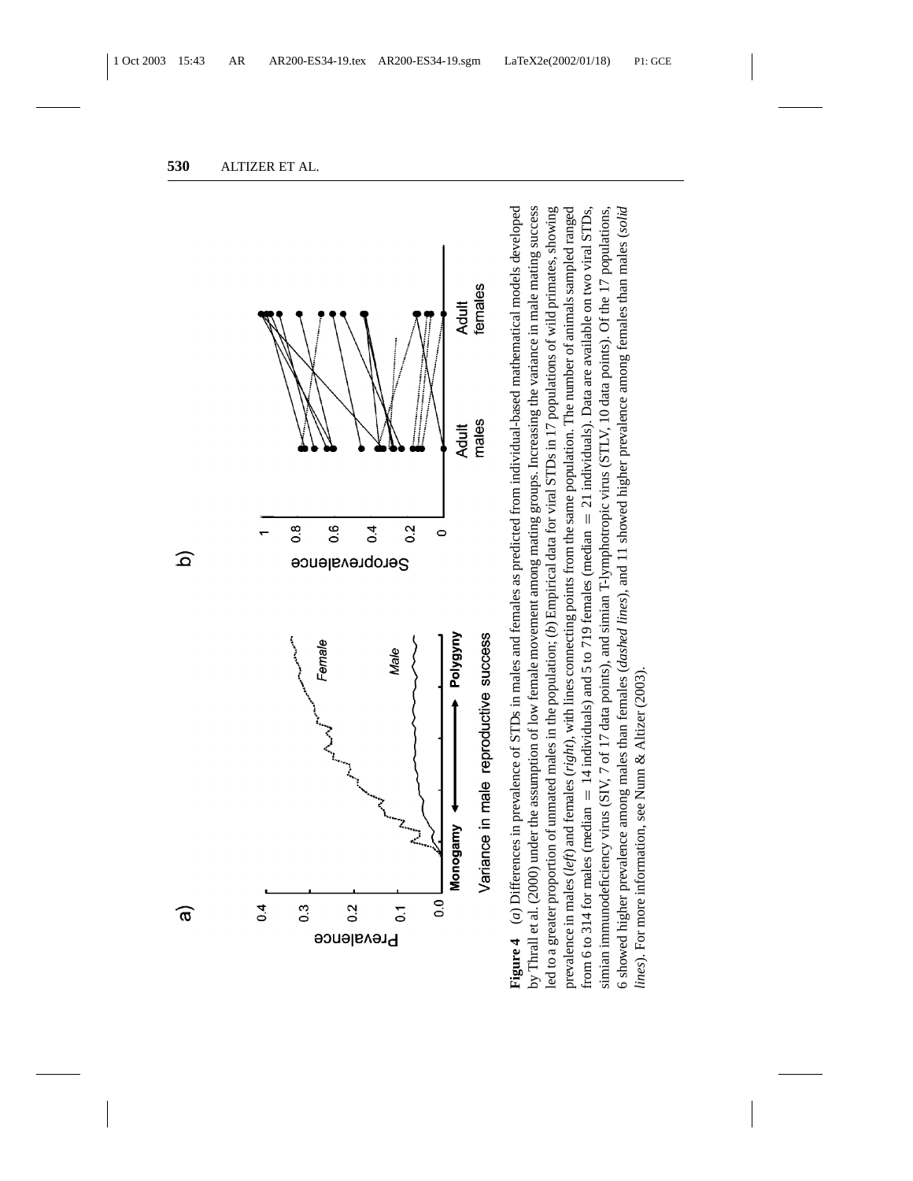**Figure 4** (*a*) Differences in prevalence of STDs in males and females as predicted from individual-based mathematical models developed by Thrall et al. (2000) under the assumption of low female movement among mating groups. Increasing the variance in male mating success led to a greater proportion of unmated males in the population; (*b*) Empirical data for viral STDs in 17 populations of wild primates, showing prevalence in males (*left*) and females (*right*), with lines connecting points from the same population. The number of animals sampled ranged from 6 to 314 for males (median = 14 individuals) and 5 to 719 females (median = 21 individuals). Data are available on two viral STDs, simian immunodeficiency virus (SIV, 7 of 17 data points), and simian T-lymphotropic virus (STLV, 10 data points). Of the 17 populations, 6 showed higher prevalence among males than females (*dashed lines*), and 11 showed higher prevalence among females than males (*solid lines*). For more information, see Nunn & Altizer (2003).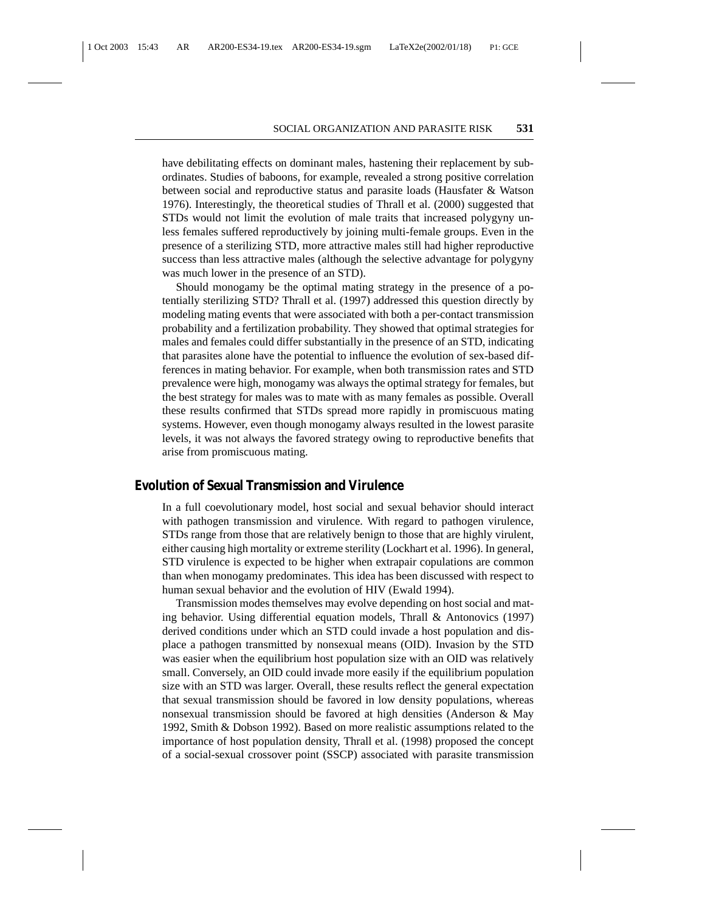have debilitating effects on dominant males, hastening their replacement by subordinates. Studies of baboons, for example, revealed a strong positive correlation between social and reproductive status and parasite loads (Hausfater & Watson 1976). Interestingly, the theoretical studies of Thrall et al. (2000) suggested that STDs would not limit the evolution of male traits that increased polygyny unless females suffered reproductively by joining multi-female groups. Even in the presence of a sterilizing STD, more attractive males still had higher reproductive success than less attractive males (although the selective advantage for polygyny was much lower in the presence of an STD).

Should monogamy be the optimal mating strategy in the presence of a potentially sterilizing STD? Thrall et al. (1997) addressed this question directly by modeling mating events that were associated with both a per-contact transmission probability and a fertilization probability. They showed that optimal strategies for males and females could differ substantially in the presence of an STD, indicating that parasites alone have the potential to influence the evolution of sex-based differences in mating behavior. For example, when both transmission rates and STD prevalence were high, monogamy was always the optimal strategy for females, but the best strategy for males was to mate with as many females as possible. Overall these results confirmed that STDs spread more rapidly in promiscuous mating systems. However, even though monogamy always resulted in the lowest parasite levels, it was not always the favored strategy owing to reproductive benefits that arise from promiscuous mating.

## Evolution of Sexual Transmission and Virulence

In a full coevolutionary model, host social and sexual behavior should interact with pathogen transmission and virulence. With regard to pathogen virulence, STDs range from those that are relatively benign to those that are highly virulent, either causing high mortality or extreme sterility (Lockhart et al. 1996). In general, STD virulence is expected to be higher when extrapair copulations are common than when monogamy predominates. This idea has been discussed with respect to human sexual behavior and the evolution of HIV (Ewald 1994).

Transmission modes themselves may evolve depending on host social and mating behavior. Using differential equation models, Thrall & Antonovics (1997) derived conditions under which an STD could invade a host population and displace a pathogen transmitted by nonsexual means (OID). Invasion by the STD was easier when the equilibrium host population size with an OID was relatively small. Conversely, an OID could invade more easily if the equilibrium population size with an STD was larger. Overall, these results reflect the general expectation that sexual transmission should be favored in low density populations, whereas nonsexual transmission should be favored at high densities (Anderson & May 1992, Smith & Dobson 1992). Based on more realistic assumptions related to the importance of host population density, Thrall et al. (1998) proposed the concept of a social-sexual crossover point (SSCP) associated with parasite transmission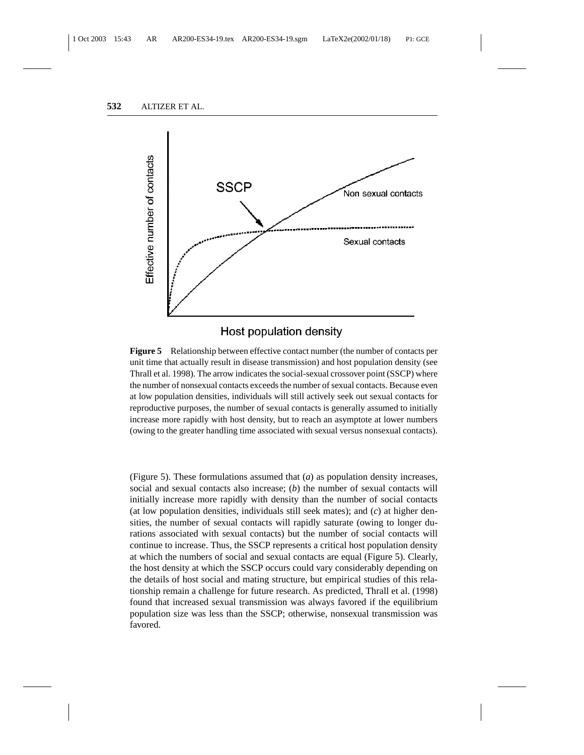**Figure 5** Relationship between effective contact number (the number of contacts per unit time that actually result in disease transmission) and host population density (see Thrall et al. 1998). The arrow indicates the social-sexual crossover point (SSCP) where the number of nonsexual contacts exceeds the number of sexual contacts. Because even at low population densities, individuals will still actively seek out sexual contacts for reproductive purposes, the number of sexual contacts is generally assumed to initially increase more rapidly with host density, but to reach an asymptote at lower numbers (owing to the greater handling time associated with sexual versus nonsexual contacts).

(Figure 5). These formulations assumed that (*a*) as population density increases, social and sexual contacts also increase; (*b*) the number of sexual contacts will initially increase more rapidly with density than the number of social contacts (at low population densities, individuals still seek mates); and (*c*) at higher densities, the number of sexual contacts will rapidly saturate (owing to longer durations associated with sexual contacts) but the number of social contacts will continue to increase. Thus, the SSCP represents a critical host population density at which the numbers of social and sexual contacts are equal (Figure 5). Clearly, the host density at which the SSCP occurs could vary considerably depending on the details of host social and mating structure, but empirical studies of this relationship remain a challenge for future research. As predicted, Thrall et al. (1998) found that increased sexual transmission was always favored if the equilibrium population size was less than the SSCP; otherwise, nonsexual transmission was favored.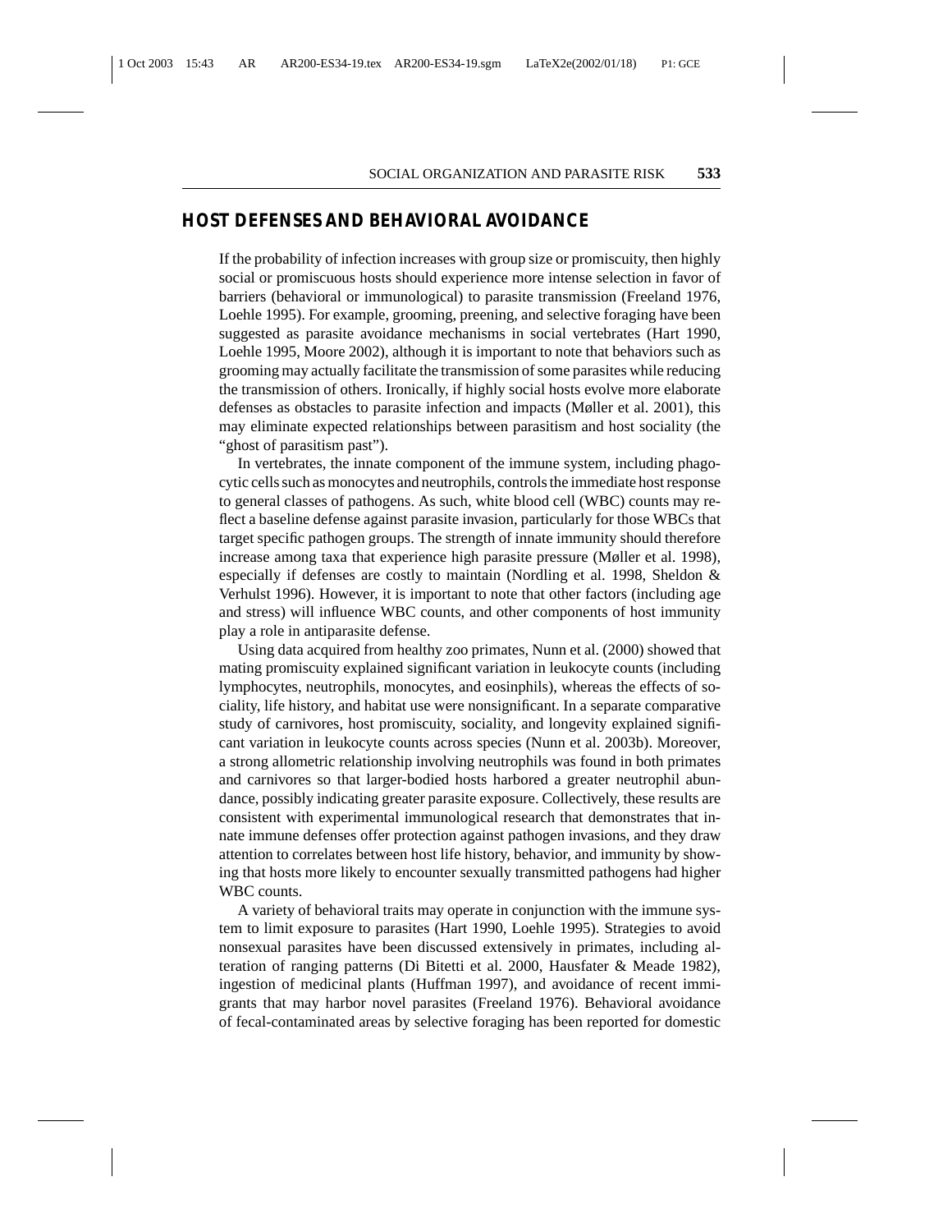## HOST DEFENSES AND BEHAVIORAL AVOIDANCE

If the probability of infection increases with group size or promiscuity, then highly social or promiscuous hosts should experience more intense selection in favor of barriers (behavioral or immunological) to parasite transmission (Freeland 1976, Loehle 1995). For example, grooming, preening, and selective foraging have been suggested as parasite avoidance mechanisms in social vertebrates (Hart 1990, Loehle 1995, Moore 2002), although it is important to note that behaviors such as grooming may actually facilitate the transmission of some parasites while reducing the transmission of others. Ironically, if highly social hosts evolve more elaborate defenses as obstacles to parasite infection and impacts (Møller et al. 2001), this may eliminate expected relationships between parasitism and host sociality (the "ghost of parasitism past").

In vertebrates, the innate component of the immune system, including phagocytic cells such as monocytes and neutrophils, controls the immediate host response to general classes of pathogens. As such, white blood cell (WBC) counts may reflect a baseline defense against parasite invasion, particularly for those WBCs that target specific pathogen groups. The strength of innate immunity should therefore increase among taxa that experience high parasite pressure (Møller et al. 1998), especially if defenses are costly to maintain (Nordling et al. 1998, Sheldon & Verhulst 1996). However, it is important to note that other factors (including age and stress) will influence WBC counts, and other components of host immunity play a role in antiparasite defense.

Using data acquired from healthy zoo primates, Nunn et al. (2000) showed that mating promiscuity explained significant variation in leukocyte counts (including lymphocytes, neutrophils, monocytes, and eosinphils), whereas the effects of sociality, life history, and habitat use were nonsignificant. In a separate comparative study of carnivores, host promiscuity, sociality, and longevity explained significant variation in leukocyte counts across species (Nunn et al. 2003b). Moreover, a strong allometric relationship involving neutrophils was found in both primates and carnivores so that larger-bodied hosts harbored a greater neutrophil abundance, possibly indicating greater parasite exposure. Collectively, these results are consistent with experimental immunological research that demonstrates that innate immune defenses offer protection against pathogen invasions, and they draw attention to correlates between host life history, behavior, and immunity by showing that hosts more likely to encounter sexually transmitted pathogens had higher WBC counts.

A variety of behavioral traits may operate in conjunction with the immune system to limit exposure to parasites (Hart 1990, Loehle 1995). Strategies to avoid nonsexual parasites have been discussed extensively in primates, including alteration of ranging patterns (Di Bitetti et al. 2000, Hausfater & Meade 1982), ingestion of medicinal plants (Huffman 1997), and avoidance of recent immigrants that may harbor novel parasites (Freeland 1976). Behavioral avoidance of fecal-contaminated areas by selective foraging has been reported for domestic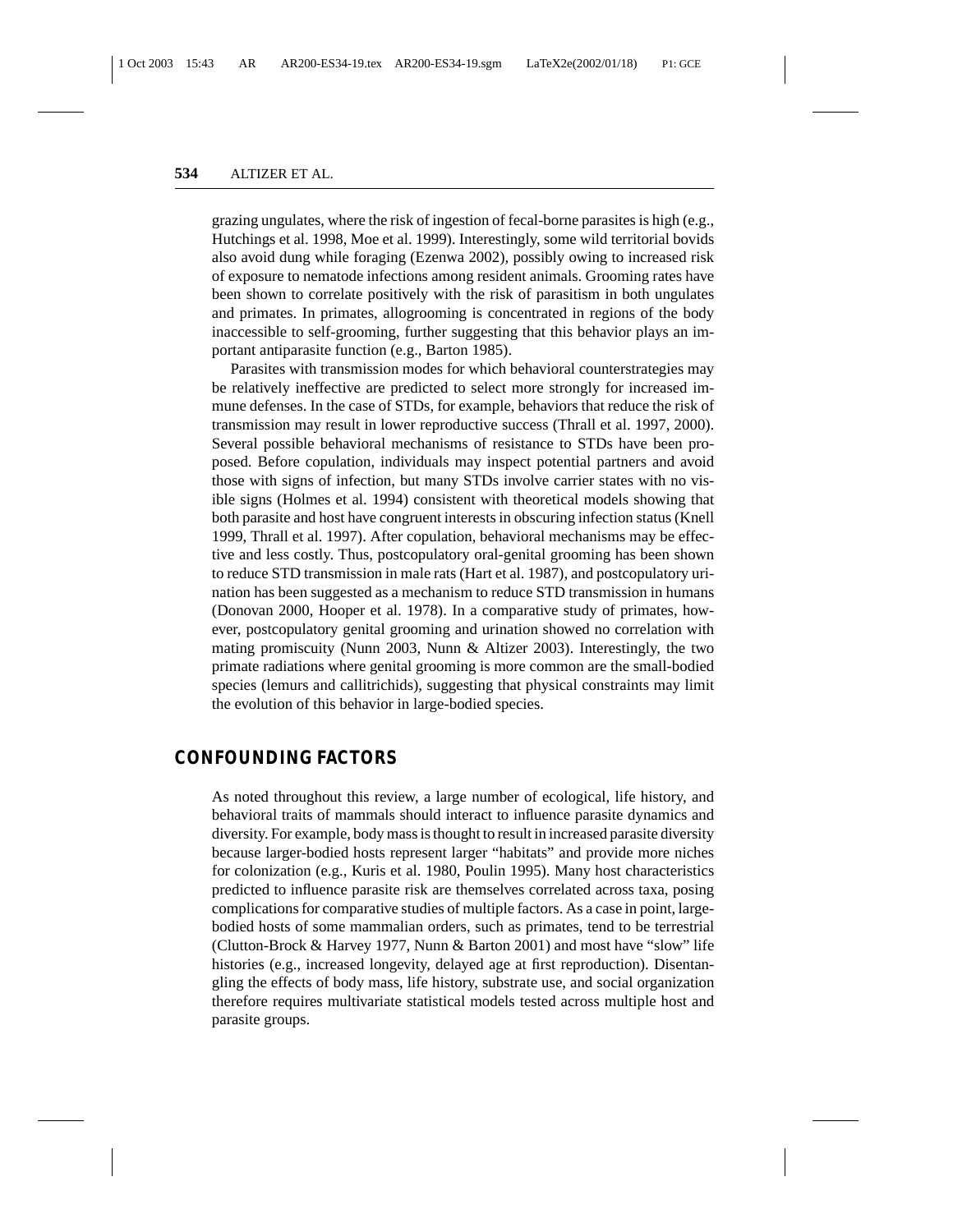grazing ungulates, where the risk of ingestion of fecal-borne parasites is high (e.g., Hutchings et al. 1998, Moe et al. 1999). Interestingly, some wild territorial bovids also avoid dung while foraging (Ezenwa 2002), possibly owing to increased risk of exposure to nematode infections among resident animals. Grooming rates have been shown to correlate positively with the risk of parasitism in both ungulates and primates. In primates, allogrooming is concentrated in regions of the body inaccessible to self-grooming, further suggesting that this behavior plays an important antiparasite function (e.g., Barton 1985).

Parasites with transmission modes for which behavioral counterstrategies may be relatively ineffective are predicted to select more strongly for increased immune defenses. In the case of STDs, for example, behaviors that reduce the risk of transmission may result in lower reproductive success (Thrall et al. 1997, 2000). Several possible behavioral mechanisms of resistance to STDs have been proposed. Before copulation, individuals may inspect potential partners and avoid those with signs of infection, but many STDs involve carrier states with no visible signs (Holmes et al. 1994) consistent with theoretical models showing that both parasite and host have congruent interests in obscuring infection status (Knell 1999, Thrall et al. 1997). After copulation, behavioral mechanisms may be effective and less costly. Thus, postcopulatory oral-genital grooming has been shown to reduce STD transmission in male rats (Hart et al. 1987), and postcopulatory urination has been suggested as a mechanism to reduce STD transmission in humans (Donovan 2000, Hooper et al. 1978). In a comparative study of primates, however, postcopulatory genital grooming and urination showed no correlation with mating promiscuity (Nunn 2003, Nunn & Altizer 2003). Interestingly, the two primate radiations where genital grooming is more common are the small-bodied species (lemurs and callitrichids), suggesting that physical constraints may limit the evolution of this behavior in large-bodied species.

## CONFOUNDING FACTORS

As noted throughout this review, a large number of ecological, life history, and behavioral traits of mammals should interact to influence parasite dynamics and diversity. For example, body mass is thought to result in increased parasite diversity because larger-bodied hosts represent larger "habitats" and provide more niches for colonization (e.g., Kuris et al. 1980, Poulin 1995). Many host characteristics predicted to influence parasite risk are themselves correlated across taxa, posing complications for comparative studies of multiple factors. As a case in point, large-bodied hosts of some mammalian orders, such as primates, tend to be terrestrial (Clutton-Brock & Harvey 1977, Nunn & Barton 2001) and most have "slow" life histories (e.g., increased longevity, delayed age at first reproduction). Disentangling the effects of body mass, life history, substrate use, and social organization therefore requires multivariate statistical models tested across multiple host and parasite groups.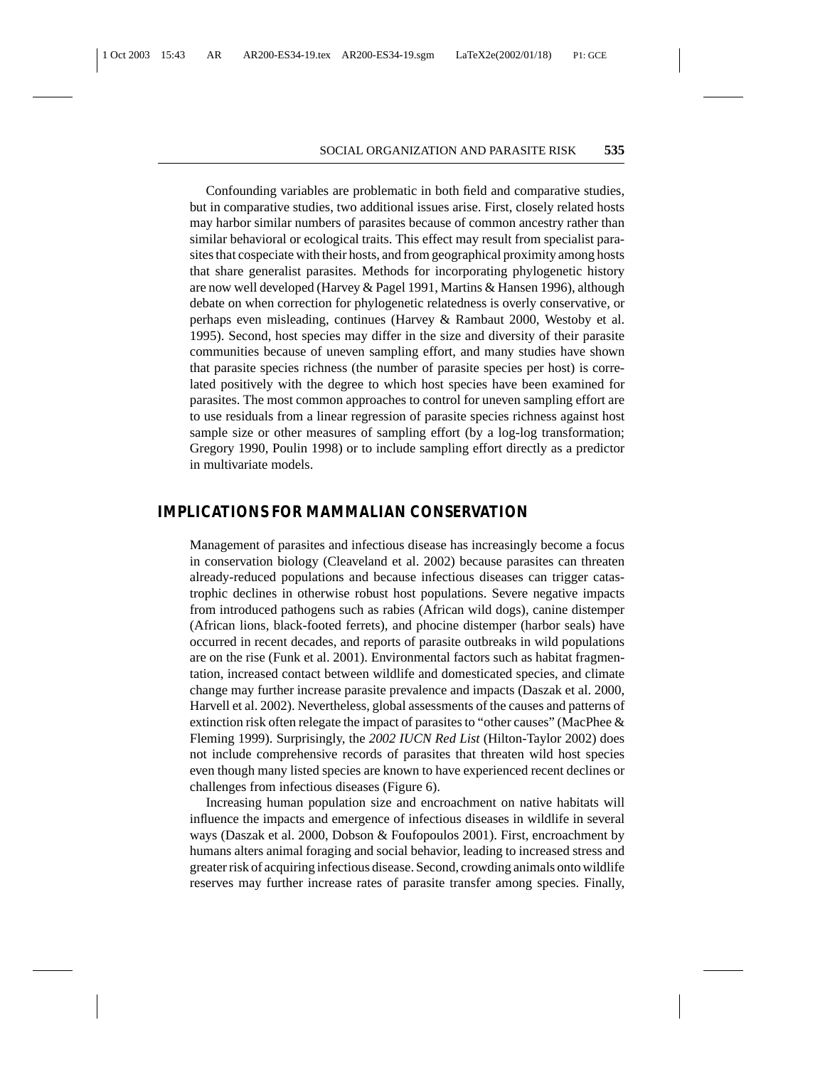Confounding variables are problematic in both field and comparative studies, but in comparative studies, two additional issues arise. First, closely related hosts may harbor similar numbers of parasites because of common ancestry rather than similar behavioral or ecological traits. This effect may result from specialist parasites that cospeciate with their hosts, and from geographical proximity among hosts that share generalist parasites. Methods for incorporating phylogenetic history are now well developed (Harvey & Pagel 1991, Martins & Hansen 1996), although debate on when correction for phylogenetic relatedness is overly conservative, or perhaps even misleading, continues (Harvey & Rambaut 2000, Westoby et al. 1995). Second, host species may differ in the size and diversity of their parasite communities because of uneven sampling effort, and many studies have shown that parasite species richness (the number of parasite species per host) is correlated positively with the degree to which host species have been examined for parasites. The most common approaches to control for uneven sampling effort are to use residuals from a linear regression of parasite species richness against host sample size or other measures of sampling effort (by a log-log transformation; Gregory 1990, Poulin 1998) or to include sampling effort directly as a predictor in multivariate models.

## IMPLICATIONS FOR MAMMALIAN CONSERVATION

Management of parasites and infectious disease has increasingly become a focus in conservation biology (Cleaveland et al. 2002) because parasites can threaten already-reduced populations and because infectious diseases can trigger catastrophic declines in otherwise robust host populations. Severe negative impacts from introduced pathogens such as rabies (African wild dogs), canine distemper (African lions, black-footed ferrets), and phocine distemper (harbor seals) have occurred in recent decades, and reports of parasite outbreaks in wild populations are on the rise (Funk et al. 2001). Environmental factors such as habitat fragmentation, increased contact between wildlife and domesticated species, and climate change may further increase parasite prevalence and impacts (Daszak et al. 2000, Harvell et al. 2002). Nevertheless, global assessments of the causes and patterns of extinction risk often relegate the impact of parasites to "other causes" (MacPhee & Fleming 1999). Surprisingly, the *2002 IUCN Red List* (Hilton-Taylor 2002) does not include comprehensive records of parasites that threaten wild host species even though many listed species are known to have experienced recent declines or challenges from infectious diseases (Figure 6).

Increasing human population size and encroachment on native habitats will influence the impacts and emergence of infectious diseases in wildlife in several ways (Daszak et al. 2000, Dobson & Foufopoulos 2001). First, encroachment by humans alters animal foraging and social behavior, leading to increased stress and greater risk of acquiring infectious disease. Second, crowding animals onto wildlife reserves may further increase rates of parasite transfer among species. Finally,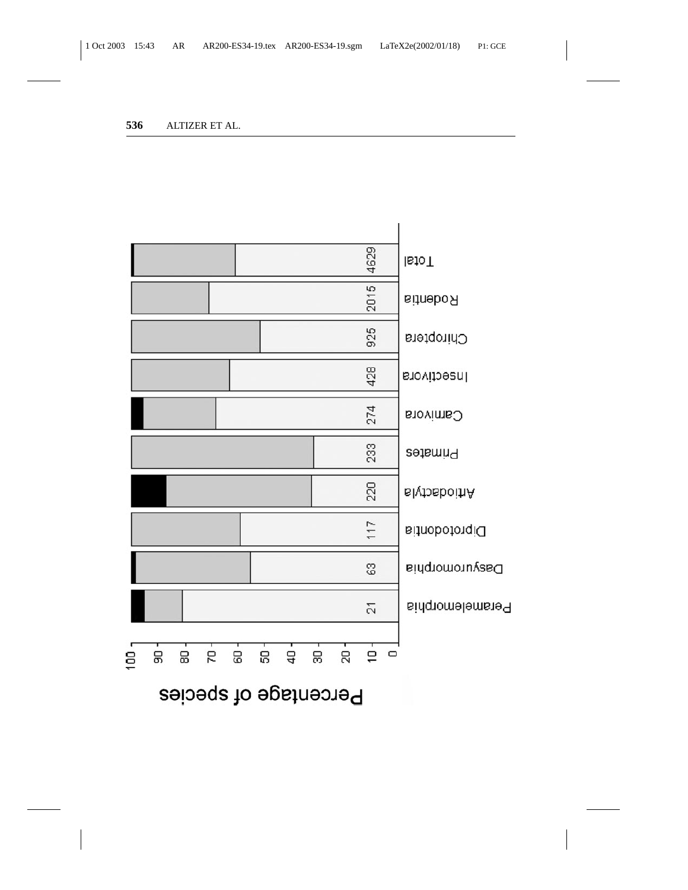| Order | Number of species |
|---|---|
| Total | 4629 |
| Rodentia | 2015 |
| Chiroptera | 925 |
| Insectivora | 428 |
| Carnivora | 274 |
| Primates | 233 |
| Artiodactyla | 220 |
| Diprotodontia | 117 |
| Dasyuromorphia | 63 |
| Peramelemorphia | 21 |

Percentage of species (0–100)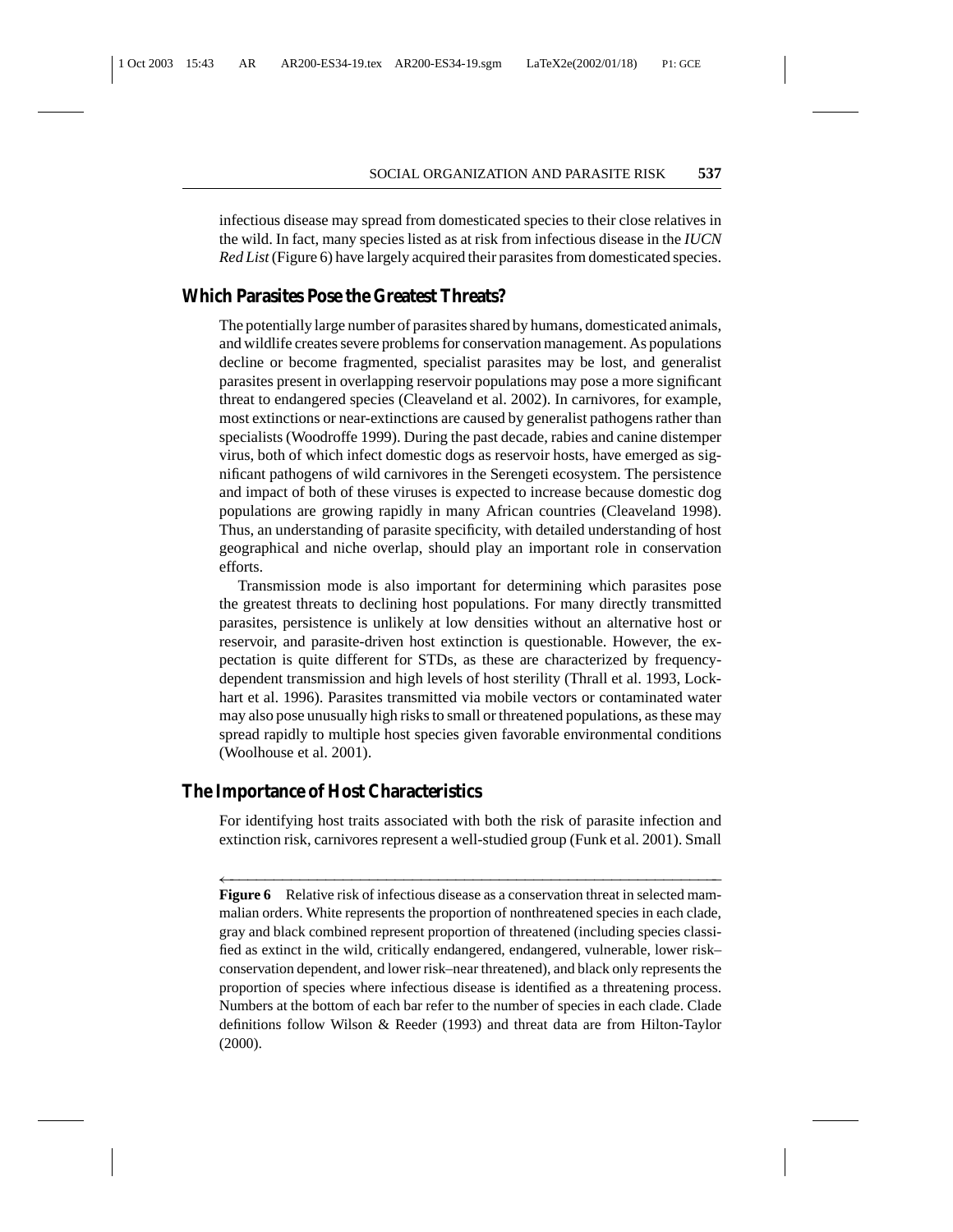infectious disease may spread from domesticated species to their close relatives in the wild. In fact, many species listed as at risk from infectious disease in the *IUCN Red List* (Figure 6) have largely acquired their parasites from domesticated species.

## Which Parasites Pose the Greatest Threats?

The potentially large number of parasites shared by humans, domesticated animals, and wildlife creates severe problems for conservation management. As populations decline or become fragmented, specialist parasites may be lost, and generalist parasites present in overlapping reservoir populations may pose a more significant threat to endangered species (Cleaveland et al. 2002). In carnivores, for example, most extinctions or near-extinctions are caused by generalist pathogens rather than specialists (Woodroffe 1999). During the past decade, rabies and canine distemper virus, both of which infect domestic dogs as reservoir hosts, have emerged as significant pathogens of wild carnivores in the Serengeti ecosystem. The persistence and impact of both of these viruses is expected to increase because domestic dog populations are growing rapidly in many African countries (Cleaveland 1998). Thus, an understanding of parasite specificity, with detailed understanding of host geographical and niche overlap, should play an important role in conservation efforts.

Transmission mode is also important for determining which parasites pose the greatest threats to declining host populations. For many directly transmitted parasites, persistence is unlikely at low densities without an alternative host or reservoir, and parasite-driven host extinction is questionable. However, the expectation is quite different for STDs, as these are characterized by frequency-dependent transmission and high levels of host sterility (Thrall et al. 1993, Lockhart et al. 1996). Parasites transmitted via mobile vectors or contaminated water may also pose unusually high risks to small or threatened populations, as these may spread rapidly to multiple host species given favorable environmental conditions (Woolhouse et al. 2001).

## The Importance of Host Characteristics

For identifying host traits associated with both the risk of parasite infection and extinction risk, carnivores represent a well-studied group (Funk et al. 2001). Small

**Figure 6** Relative risk of infectious disease as a conservation threat in selected mammalian orders. White represents the proportion of nonthreatened species in each clade, gray and black combined represent proportion of threatened (including species classified as extinct in the wild, critically endangered, endangered, vulnerable, lower risk–conservation dependent, and lower risk–near threatened), and black only represents the proportion of species where infectious disease is identified as a threatening process. Numbers at the bottom of each bar refer to the number of species in each clade. Clade definitions follow Wilson & Reeder (1993) and threat data are from Hilton-Taylor (2000).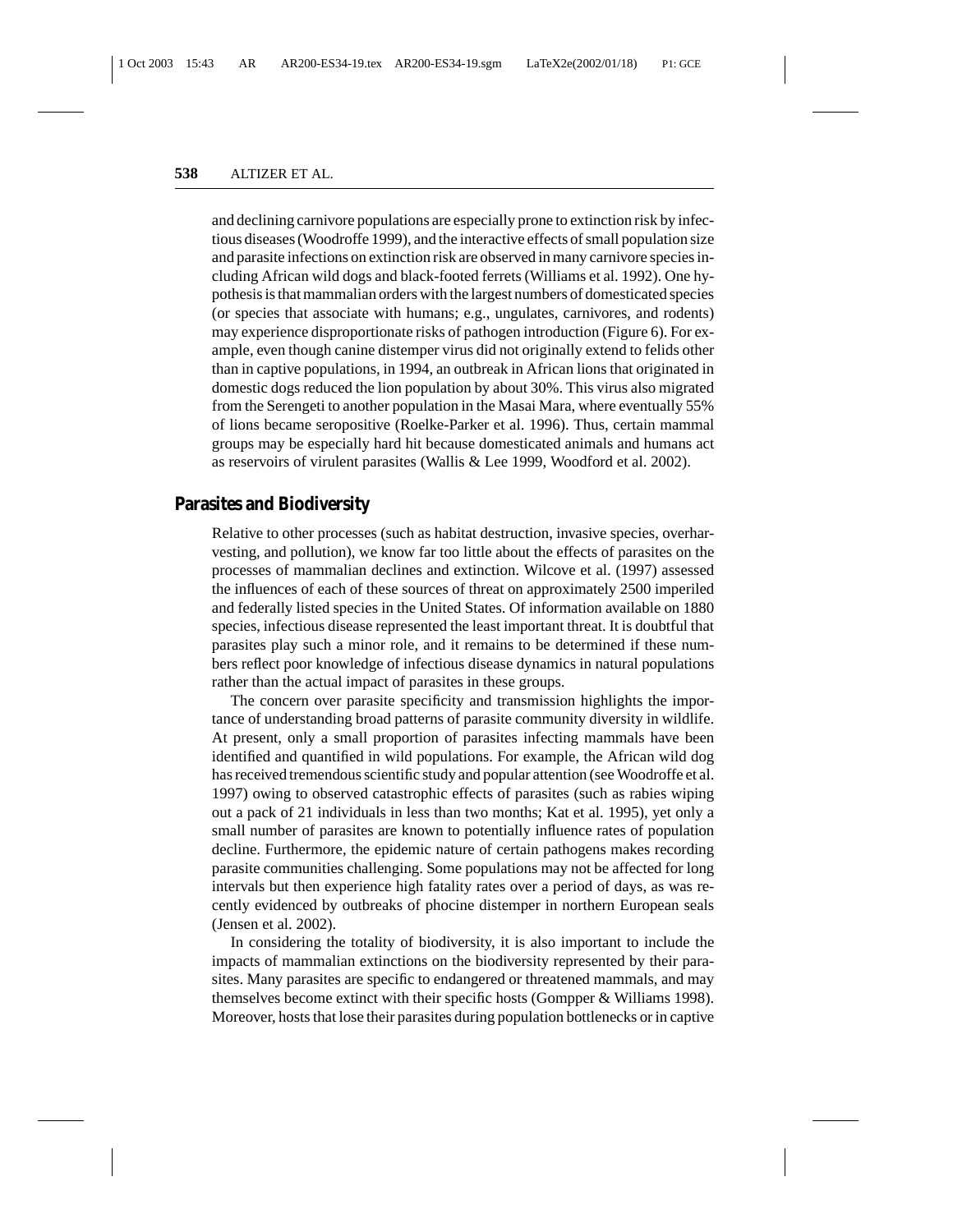and declining carnivore populations are especially prone to extinction risk by infectious diseases (Woodroffe 1999), and the interactive effects of small population size and parasite infections on extinction risk are observed in many carnivore species including African wild dogs and black-footed ferrets (Williams et al. 1992). One hypothesis is that mammalian orders with the largest numbers of domesticated species (or species that associate with humans; e.g., ungulates, carnivores, and rodents) may experience disproportionate risks of pathogen introduction (Figure 6). For example, even though canine distemper virus did not originally extend to felids other than in captive populations, in 1994, an outbreak in African lions that originated in domestic dogs reduced the lion population by about 30%. This virus also migrated from the Serengeti to another population in the Masai Mara, where eventually 55% of lions became seropositive (Roelke-Parker et al. 1996). Thus, certain mammal groups may be especially hard hit because domesticated animals and humans act as reservoirs of virulent parasites (Wallis & Lee 1999, Woodford et al. 2002).

## Parasites and Biodiversity

Relative to other processes (such as habitat destruction, invasive species, overharvesting, and pollution), we know far too little about the effects of parasites on the processes of mammalian declines and extinction. Wilcove et al. (1997) assessed the influences of each of these sources of threat on approximately 2500 imperiled and federally listed species in the United States. Of information available on 1880 species, infectious disease represented the least important threat. It is doubtful that parasites play such a minor role, and it remains to be determined if these numbers reflect poor knowledge of infectious disease dynamics in natural populations rather than the actual impact of parasites in these groups.

The concern over parasite specificity and transmission highlights the importance of understanding broad patterns of parasite community diversity in wildlife. At present, only a small proportion of parasites infecting mammals have been identified and quantified in wild populations. For example, the African wild dog has received tremendous scientific study and popular attention (see Woodroffe et al. 1997) owing to observed catastrophic effects of parasites (such as rabies wiping out a pack of 21 individuals in less than two months; Kat et al. 1995), yet only a small number of parasites are known to potentially influence rates of population decline. Furthermore, the epidemic nature of certain pathogens makes recording parasite communities challenging. Some populations may not be affected for long intervals but then experience high fatality rates over a period of days, as was recently evidenced by outbreaks of phocine distemper in northern European seals (Jensen et al. 2002).

In considering the totality of biodiversity, it is also important to include the impacts of mammalian extinctions on the biodiversity represented by their parasites. Many parasites are specific to endangered or threatened mammals, and may themselves become extinct with their specific hosts (Gompper & Williams 1998). Moreover, hosts that lose their parasites during population bottlenecks or in captive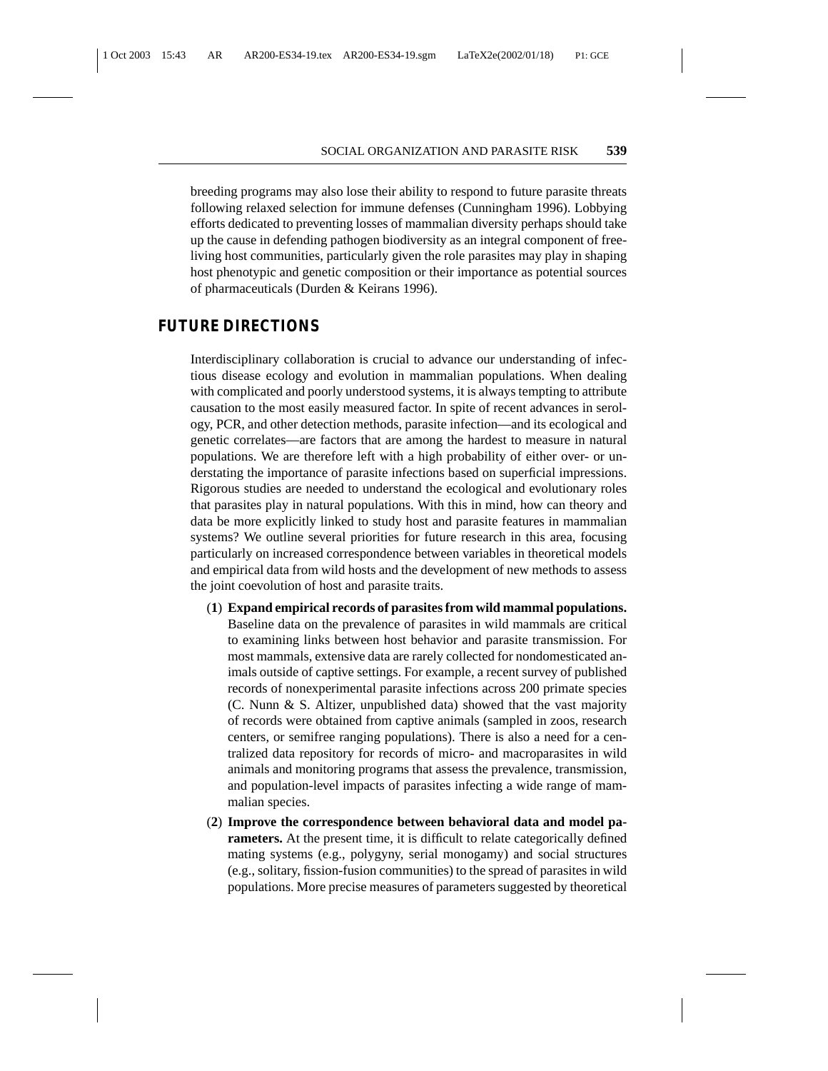breeding programs may also lose their ability to respond to future parasite threats following relaxed selection for immune defenses (Cunningham 1996). Lobbying efforts dedicated to preventing losses of mammalian diversity perhaps should take up the cause in defending pathogen biodiversity as an integral component of free-living host communities, particularly given the role parasites may play in shaping host phenotypic and genetic composition or their importance as potential sources of pharmaceuticals (Durden & Keirans 1996).

## FUTURE DIRECTIONS

Interdisciplinary collaboration is crucial to advance our understanding of infectious disease ecology and evolution in mammalian populations. When dealing with complicated and poorly understood systems, it is always tempting to attribute causation to the most easily measured factor. In spite of recent advances in serology, PCR, and other detection methods, parasite infection—and its ecological and genetic correlates—are factors that are among the hardest to measure in natural populations. We are therefore left with a high probability of either over- or understating the importance of parasite infections based on superficial impressions. Rigorous studies are needed to understand the ecological and evolutionary roles that parasites play in natural populations. With this in mind, how can theory and data be more explicitly linked to study host and parasite features in mammalian systems? We outline several priorities for future research in this area, focusing particularly on increased correspondence between variables in theoretical models and empirical data from wild hosts and the development of new methods to assess the joint coevolution of host and parasite traits.

(**1**) **Expand empirical records of parasites from wild mammal populations.** Baseline data on the prevalence of parasites in wild mammals are critical to examining links between host behavior and parasite transmission. For most mammals, extensive data are rarely collected for nondomesticated animals outside of captive settings. For example, a recent survey of published records of nonexperimental parasite infections across 200 primate species (C. Nunn & S. Altizer, unpublished data) showed that the vast majority of records were obtained from captive animals (sampled in zoos, research centers, or semifree ranging populations). There is also a need for a centralized data repository for records of micro- and macroparasites in wild animals and monitoring programs that assess the prevalence, transmission, and population-level impacts of parasites infecting a wide range of mammalian species.

(**2**) **Improve the correspondence between behavioral data and model parameters.** At the present time, it is difficult to relate categorically defined mating systems (e.g., polygyny, serial monogamy) and social structures (e.g., solitary, fission-fusion communities) to the spread of parasites in wild populations. More precise measures of parameters suggested by theoretical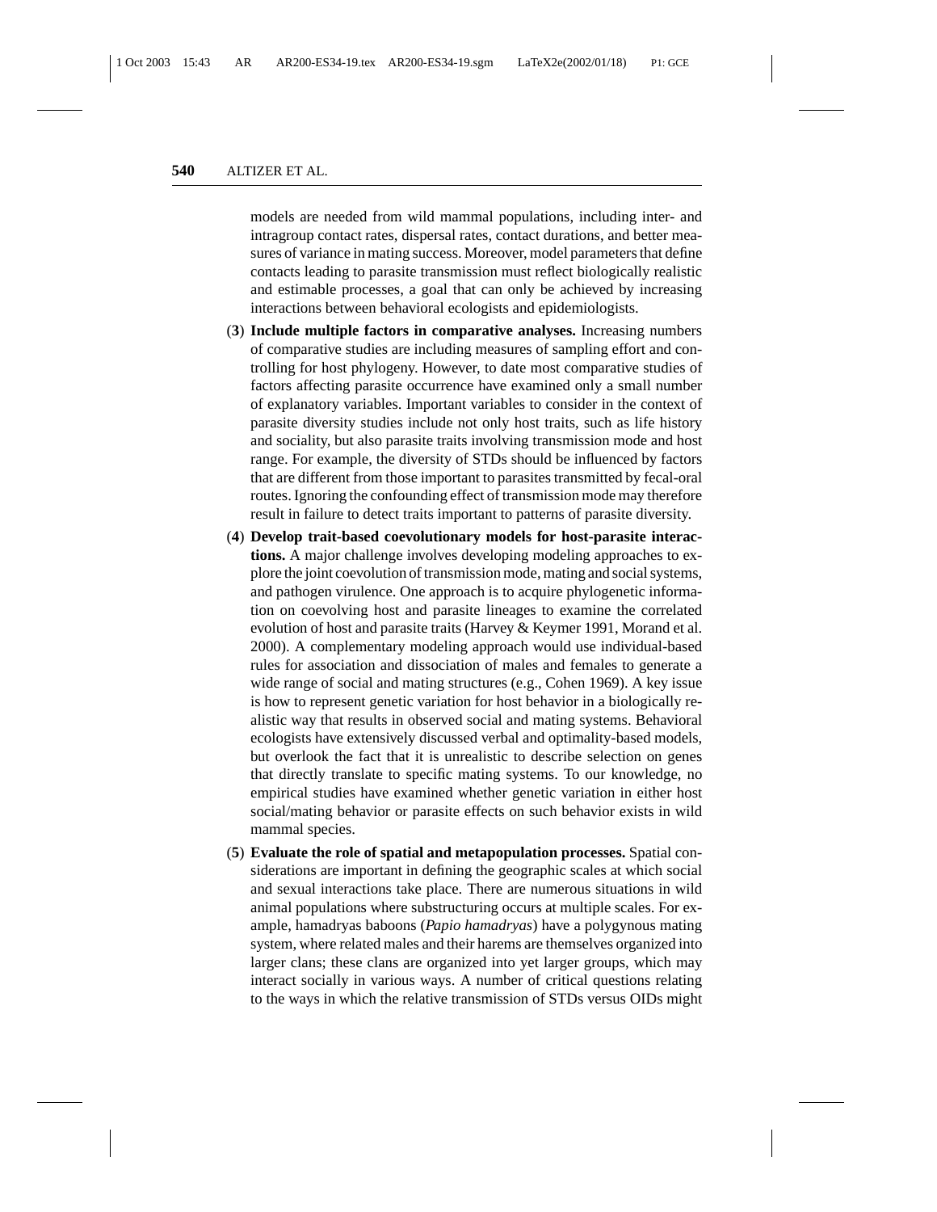models are needed from wild mammal populations, including inter- and intragroup contact rates, dispersal rates, contact durations, and better measures of variance in mating success. Moreover, model parameters that define contacts leading to parasite transmission must reflect biologically realistic and estimable processes, a goal that can only be achieved by increasing interactions between behavioral ecologists and epidemiologists.

(**3**) **Include multiple factors in comparative analyses.** Increasing numbers of comparative studies are including measures of sampling effort and controlling for host phylogeny. However, to date most comparative studies of factors affecting parasite occurrence have examined only a small number of explanatory variables. Important variables to consider in the context of parasite diversity studies include not only host traits, such as life history and sociality, but also parasite traits involving transmission mode and host range. For example, the diversity of STDs should be influenced by factors that are different from those important to parasites transmitted by fecal-oral routes. Ignoring the confounding effect of transmission mode may therefore result in failure to detect traits important to patterns of parasite diversity.

(**4**) **Develop trait-based coevolutionary models for host-parasite interactions.** A major challenge involves developing modeling approaches to explore the joint coevolution of transmission mode, mating and social systems, and pathogen virulence. One approach is to acquire phylogenetic information on coevolving host and parasite lineages to examine the correlated evolution of host and parasite traits (Harvey & Keymer 1991, Morand et al. 2000). A complementary modeling approach would use individual-based rules for association and dissociation of males and females to generate a wide range of social and mating structures (e.g., Cohen 1969). A key issue is how to represent genetic variation for host behavior in a biologically realistic way that results in observed social and mating systems. Behavioral ecologists have extensively discussed verbal and optimality-based models, but overlook the fact that it is unrealistic to describe selection on genes that directly translate to specific mating systems. To our knowledge, no empirical studies have examined whether genetic variation in either host social/mating behavior or parasite effects on such behavior exists in wild mammal species.

(**5**) **Evaluate the role of spatial and metapopulation processes.** Spatial considerations are important in defining the geographic scales at which social and sexual interactions take place. There are numerous situations in wild animal populations where substructuring occurs at multiple scales. For example, hamadryas baboons (*Papio hamadryas*) have a polygynous mating system, where related males and their harems are themselves organized into larger clans; these clans are organized into yet larger groups, which may interact socially in various ways. A number of critical questions relating to the ways in which the relative transmission of STDs versus OIDs might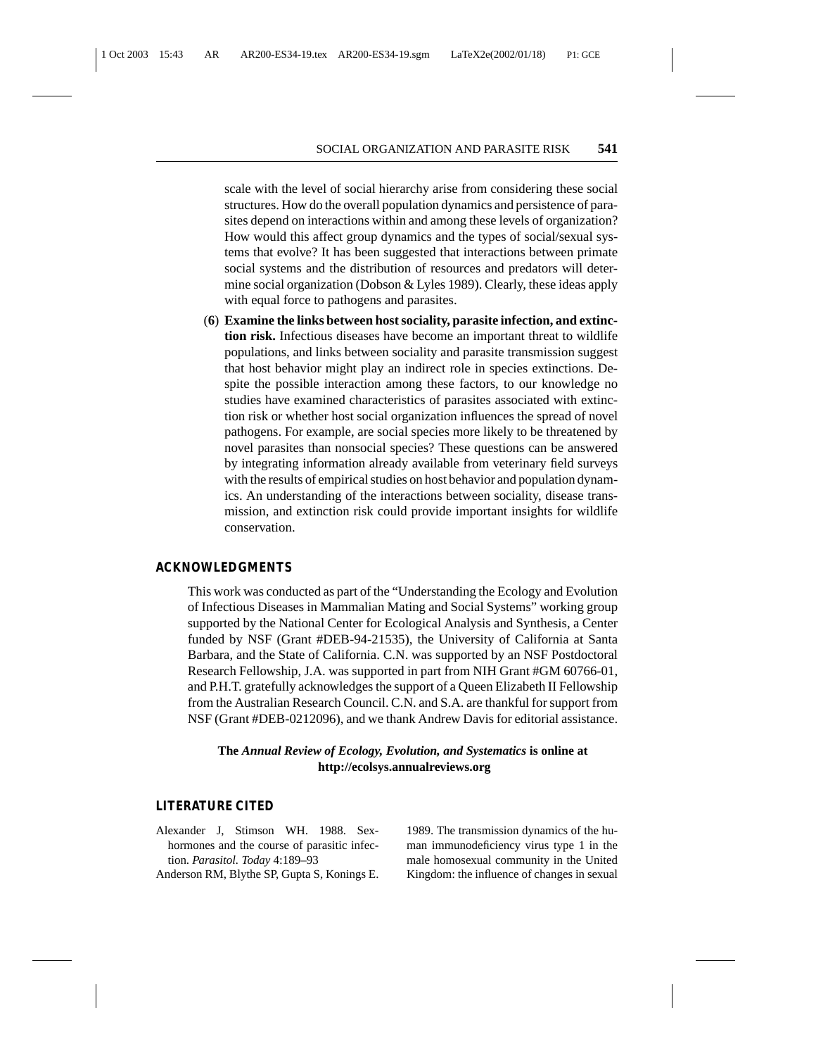scale with the level of social hierarchy arise from considering these social structures. How do the overall population dynamics and persistence of parasites depend on interactions within and among these levels of organization? How would this affect group dynamics and the types of social/sexual systems that evolve? It has been suggested that interactions between primate social systems and the distribution of resources and predators will determine social organization (Dobson & Lyles 1989). Clearly, these ideas apply with equal force to pathogens and parasites.

(**6**) **Examine the links between host sociality, parasite infection, and extinction risk.** Infectious diseases have become an important threat to wildlife populations, and links between sociality and parasite transmission suggest that host behavior might play an indirect role in species extinctions. Despite the possible interaction among these factors, to our knowledge no studies have examined characteristics of parasites associated with extinction risk or whether host social organization influences the spread of novel pathogens. For example, are social species more likely to be threatened by novel parasites than nonsocial species? These questions can be answered by integrating information already available from veterinary field surveys with the results of empirical studies on host behavior and population dynamics. An understanding of the interactions between sociality, disease transmission, and extinction risk could provide important insights for wildlife conservation.

## ACKNOWLEDGMENTS

This work was conducted as part of the "Understanding the Ecology and Evolution of Infectious Diseases in Mammalian Mating and Social Systems" working group supported by the National Center for Ecological Analysis and Synthesis, a Center funded by NSF (Grant #DEB-94-21535), the University of California at Santa Barbara, and the State of California. C.N. was supported by an NSF Postdoctoral Research Fellowship, J.A. was supported in part from NIH Grant #GM 60766-01, and P.H.T. gratefully acknowledges the support of a Queen Elizabeth II Fellowship from the Australian Research Council. C.N. and S.A. are thankful for support from NSF (Grant #DEB-0212096), and we thank Andrew Davis for editorial assistance.

**The *Annual Review of Ecology, Evolution, and Systematics* is online at http://ecolsys.annualreviews.org**

## LITERATURE CITED

Alexander J, Stimson WH. 1988. Sex-hormones and the course of parasitic infection. *Parasitol. Today* 4:189–93

Anderson RM, Blythe SP, Gupta S, Konings E. 1989. The transmission dynamics of the human immunodeficiency virus type 1 in the male homosexual community in the United Kingdom: the influence of changes in sexual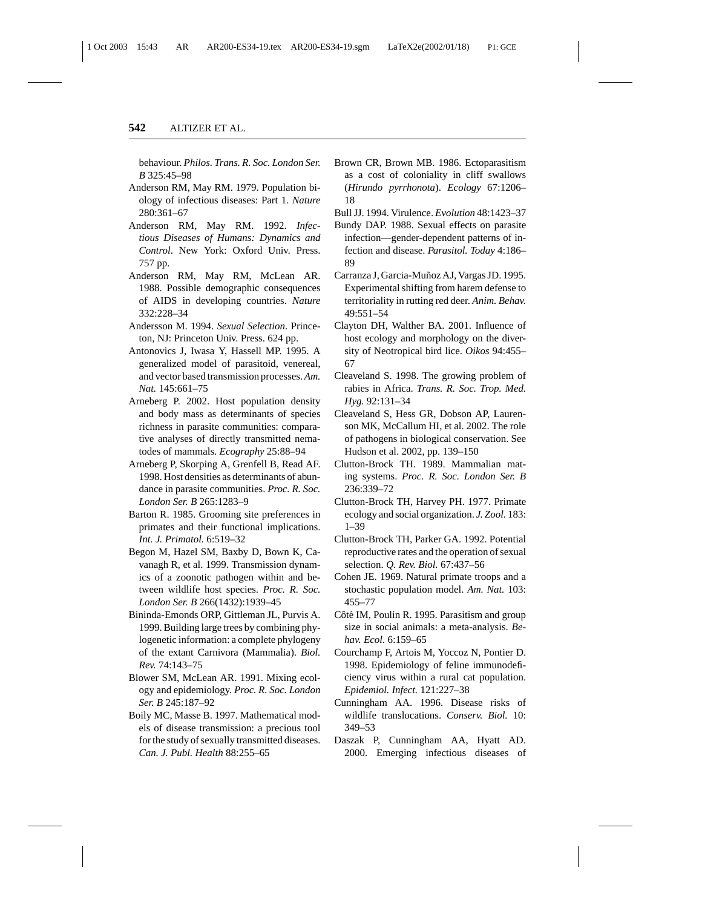behaviour. *Philos. Trans. R. Soc. London Ser. B* 325:45–98

Anderson RM, May RM. 1979. Population biology of infectious diseases: Part 1. *Nature* 280:361–67

Anderson RM, May RM. 1992. *Infectious Diseases of Humans: Dynamics and Control*. New York: Oxford Univ. Press. 757 pp.

Anderson RM, May RM, McLean AR. 1988. Possible demographic consequences of AIDS in developing countries. *Nature* 332:228–34

Andersson M. 1994. *Sexual Selection*. Princeton, NJ: Princeton Univ. Press. 624 pp.

Antonovics J, Iwasa Y, Hassell MP. 1995. A generalized model of parasitoid, venereal, and vector based transmission processes. *Am. Nat.* 145:661–75

Arneberg P. 2002. Host population density and body mass as determinants of species richness in parasite communities: comparative analyses of directly transmitted nematodes of mammals. *Ecography* 25:88–94

Arneberg P, Skorping A, Grenfell B, Read AF. 1998. Host densities as determinants of abundance in parasite communities. *Proc. R. Soc. London Ser. B* 265:1283–9

Barton R. 1985. Grooming site preferences in primates and their functional implications. *Int. J. Primatol.* 6:519–32

Begon M, Hazel SM, Baxby D, Bown K, Cavanagh R, et al. 1999. Transmission dynamics of a zoonotic pathogen within and between wildlife host species. *Proc. R. Soc. London Ser. B* 266(1432):1939–45

Bininda-Emonds ORP, Gittleman JL, Purvis A. 1999. Building large trees by combining phylogenetic information: a complete phylogeny of the extant Carnivora (Mammalia). *Biol. Rev.* 74:143–75

Blower SM, McLean AR. 1991. Mixing ecology and epidemiology. *Proc. R. Soc. London Ser. B* 245:187–92

Boily MC, Masse B. 1997. Mathematical models of disease transmission: a precious tool for the study of sexually transmitted diseases. *Can. J. Publ. Health* 88:255–65

Brown CR, Brown MB. 1986. Ectoparasitism as a cost of coloniality in cliff swallows (*Hirundo pyrrhonota*). *Ecology* 67:1206–18

Bull JJ. 1994. Virulence. *Evolution* 48:1423–37

Bundy DAP. 1988. Sexual effects on parasite infection—gender-dependent patterns of infection and disease. *Parasitol. Today* 4:186–89

Carranza J, Garcia-Muñoz AJ, Vargas JD. 1995. Experimental shifting from harem defense to territoriality in rutting red deer. *Anim. Behav.* 49:551–54

Clayton DH, Walther BA. 2001. Influence of host ecology and morphology on the diversity of Neotropical bird lice. *Oikos* 94:455–67

Cleaveland S. 1998. The growing problem of rabies in Africa. *Trans. R. Soc. Trop. Med. Hyg.* 92:131–34

Cleaveland S, Hess GR, Dobson AP, Laurenson MK, McCallum HI, et al. 2002. The role of pathogens in biological conservation. See Hudson et al. 2002, pp. 139–150

Clutton-Brock TH. 1989. Mammalian mating systems. *Proc. R. Soc. London Ser. B* 236:339–72

Clutton-Brock TH, Harvey PH. 1977. Primate ecology and social organization. *J. Zool.* 183: 1–39

Clutton-Brock TH, Parker GA. 1992. Potential reproductive rates and the operation of sexual selection. *Q. Rev. Biol.* 67:437–56

Cohen JE. 1969. Natural primate troops and a stochastic population model. *Am. Nat.* 103: 455–77

Côté IM, Poulin R. 1995. Parasitism and group size in social animals: a meta-analysis. *Behav. Ecol.* 6:159–65

Courchamp F, Artois M, Yoccoz N, Pontier D. 1998. Epidemiology of feline immunodeficiency virus within a rural cat population. *Epidemiol. Infect.* 121:227–38

Cunningham AA. 1996. Disease risks of wildlife translocations. *Conserv. Biol.* 10: 349–53

Daszak P, Cunningham AA, Hyatt AD. 2000. Emerging infectious diseases of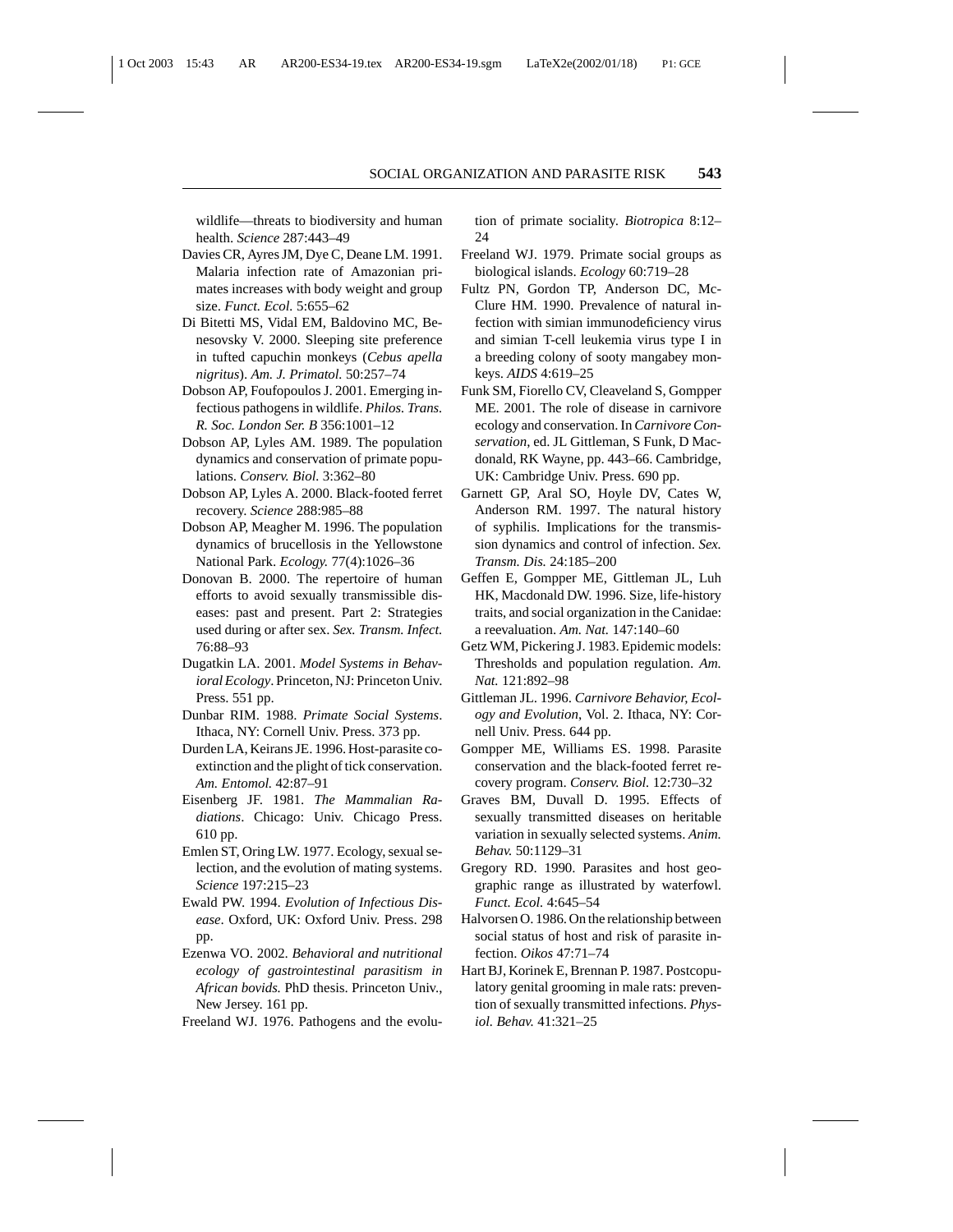wildlife—threats to biodiversity and human health. *Science* 287:443–49

Davies CR, Ayres JM, Dye C, Deane LM. 1991. Malaria infection rate of Amazonian primates increases with body weight and group size. *Funct. Ecol.* 5:655–62

Di Bitetti MS, Vidal EM, Baldovino MC, Benesovsky V. 2000. Sleeping site preference in tufted capuchin monkeys (*Cebus apella nigritus*). *Am. J. Primatol.* 50:257–74

Dobson AP, Foufopoulos J. 2001. Emerging infectious pathogens in wildlife. *Philos. Trans. R. Soc. London Ser. B* 356:1001–12

Dobson AP, Lyles AM. 1989. The population dynamics and conservation of primate populations. *Conserv. Biol.* 3:362–80

Dobson AP, Lyles A. 2000. Black-footed ferret recovery. *Science* 288:985–88

Dobson AP, Meagher M. 1996. The population dynamics of brucellosis in the Yellowstone National Park. *Ecology.* 77(4):1026–36

Donovan B. 2000. The repertoire of human efforts to avoid sexually transmissible diseases: past and present. Part 2: Strategies used during or after sex. *Sex. Transm. Infect.* 76:88–93

Dugatkin LA. 2001. *Model Systems in Behavioral Ecology*. Princeton, NJ: Princeton Univ. Press. 551 pp.

Dunbar RIM. 1988. *Primate Social Systems*. Ithaca, NY: Cornell Univ. Press. 373 pp.

Durden LA, Keirans JE. 1996. Host-parasite coextinction and the plight of tick conservation. *Am. Entomol.* 42:87–91

Eisenberg JF. 1981. *The Mammalian Radiations*. Chicago: Univ. Chicago Press. 610 pp.

Emlen ST, Oring LW. 1977. Ecology, sexual selection, and the evolution of mating systems. *Science* 197:215–23

Ewald PW. 1994. *Evolution of Infectious Disease*. Oxford, UK: Oxford Univ. Press. 298 pp.

Ezenwa VO. 2002. *Behavioral and nutritional ecology of gastrointestinal parasitism in African bovids.* PhD thesis. Princeton Univ., New Jersey. 161 pp.

Freeland WJ. 1976. Pathogens and the evolution of primate sociality. *Biotropica* 8:12–24

Freeland WJ. 1979. Primate social groups as biological islands. *Ecology* 60:719–28

Fultz PN, Gordon TP, Anderson DC, McClure HM. 1990. Prevalence of natural infection with simian immunodeficiency virus and simian T-cell leukemia virus type I in a breeding colony of sooty mangabey monkeys. *AIDS* 4:619–25

Funk SM, Fiorello CV, Cleaveland S, Gompper ME. 2001. The role of disease in carnivore ecology and conservation. In *Carnivore Conservation*, ed. JL Gittleman, S Funk, D Macdonald, RK Wayne, pp. 443–66. Cambridge, UK: Cambridge Univ. Press. 690 pp.

Garnett GP, Aral SO, Hoyle DV, Cates W, Anderson RM. 1997. The natural history of syphilis. Implications for the transmission dynamics and control of infection. *Sex. Transm. Dis.* 24:185–200

Geffen E, Gompper ME, Gittleman JL, Luh HK, Macdonald DW. 1996. Size, life-history traits, and social organization in the Canidae: a reevaluation. *Am. Nat.* 147:140–60

Getz WM, Pickering J. 1983. Epidemic models: Thresholds and population regulation. *Am. Nat.* 121:892–98

Gittleman JL. 1996. *Carnivore Behavior, Ecology and Evolution*, Vol. 2. Ithaca, NY: Cornell Univ. Press. 644 pp.

Gompper ME, Williams ES. 1998. Parasite conservation and the black-footed ferret recovery program. *Conserv. Biol.* 12:730–32

Graves BM, Duvall D. 1995. Effects of sexually transmitted diseases on heritable variation in sexually selected systems. *Anim. Behav.* 50:1129–31

Gregory RD. 1990. Parasites and host geographic range as illustrated by waterfowl. *Funct. Ecol.* 4:645–54

Halvorsen O. 1986. On the relationship between social status of host and risk of parasite infection. *Oikos* 47:71–74

Hart BJ, Korinek E, Brennan P. 1987. Postcopulatory genital grooming in male rats: prevention of sexually transmitted infections. *Physiol. Behav.* 41:321–25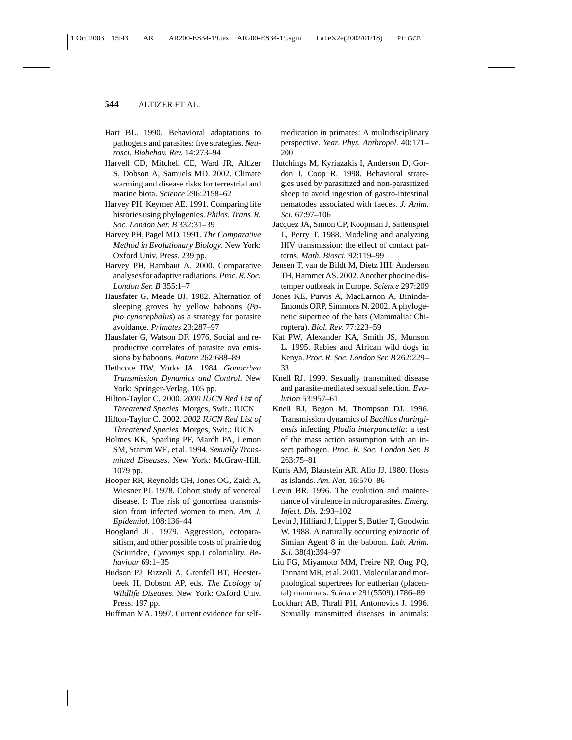Hart BL. 1990. Behavioral adaptations to pathogens and parasites: five strategies. *Neurosci. Biobehav. Rev.* 14:273–94

Harvell CD, Mitchell CE, Ward JR, Altizer S, Dobson A, Samuels MD. 2002. Climate warming and disease risks for terrestrial and marine biota. *Science* 296:2158–62

Harvey PH, Keymer AE. 1991. Comparing life histories using phylogenies. *Philos. Trans. R. Soc. London Ser. B* 332:31–39

Harvey PH, Pagel MD. 1991. *The Comparative Method in Evolutionary Biology*. New York: Oxford Univ. Press. 239 pp.

Harvey PH, Rambaut A. 2000. Comparative analyses for adaptive radiations. *Proc. R. Soc. London Ser. B* 355:1–7

Hausfater G, Meade BJ. 1982. Alternation of sleeping groves by yellow baboons (*Papio cynocephalus*) as a strategy for parasite avoidance. *Primates* 23:287–97

Hausfater G, Watson DF. 1976. Social and reproductive correlates of parasite ova emissions by baboons. *Nature* 262:688–89

Hethcote HW, Yorke JA. 1984. *Gonorrhea Transmission Dynamics and Control*. New York: Springer-Verlag. 105 pp.

Hilton-Taylor C. 2000. *2000 IUCN Red List of Threatened Species*. Morges, Swit.: IUCN

Hilton-Taylor C. 2002. *2002 IUCN Red List of Threatened Species*. Morges, Swit.: IUCN

Holmes KK, Sparling PF, Mardh PA, Lemon SM, Stamm WE, et al. 1994. *Sexually Transmitted Diseases*. New York: McGraw-Hill. 1079 pp.

Hooper RR, Reynolds GH, Jones OG, Zaidi A, Wiesner PJ. 1978. Cohort study of venereal disease. I: The risk of gonorrhea transmission from infected women to men. *Am. J. Epidemiol.* 108:136–44

Hoogland JL. 1979. Aggression, ectoparasitism, and other possible costs of prairie dog (Sciuridae, *Cynomys* spp.) coloniality. *Behaviour* 69:1–35

Hudson PJ, Rizzoli A, Grenfell BT, Heesterbeek H, Dobson AP, eds. *The Ecology of Wildlife Diseases*. New York: Oxford Univ. Press. 197 pp.

Huffman MA. 1997. Current evidence for self-medication in primates: A multidisciplinary perspective. *Year. Phys. Anthropol.* 40:171–200

Hutchings M, Kyriazakis I, Anderson D, Gordon I, Coop R. 1998. Behavioral strategies used by parasitized and non-parasitized sheep to avoid ingestion of gastro-intestinal nematodes associated with faeces. *J. Anim. Sci.* 67:97–106

Jacquez JA, Simon CP, Koopman J, Sattenspiel L, Perry T. 1988. Modeling and analyzing HIV transmission: the effect of contact patterns. *Math. Biosci.* 92:119–99

Jensen T, van de Bildt M, Dietz HH, Andersøn TH, Hammer AS. 2002. Another phocine distemper outbreak in Europe. *Science* 297:209

Jones KE, Purvis A, MacLarnon A, Bininda-Emonds ORP, Simmons N. 2002. A phylogenetic supertree of the bats (Mammalia: Chiroptera). *Biol. Rev.* 77:223–59

Kat PW, Alexander KA, Smith JS, Munson L. 1995. Rabies and African wild dogs in Kenya. *Proc. R. Soc. London Ser. B* 262:229–33

Knell RJ. 1999. Sexually transmitted disease and parasite-mediated sexual selection. *Evolution* 53:957–61

Knell RJ, Begon M, Thompson DJ. 1996. Transmission dynamics of *Bacillus thuringiensis* infecting *Plodia interpunctella*: a test of the mass action assumption with an insect pathogen. *Proc. R. Soc. London Ser. B* 263:75–81

Kuris AM, Blaustein AR, Alio JJ. 1980. Hosts as islands. *Am. Nat.* 16:570–86

Levin BR. 1996. The evolution and maintenance of virulence in microparasites. *Emerg. Infect. Dis.* 2:93–102

Levin J, Hilliard J, Lipper S, Butler T, Goodwin W. 1988. A naturally occurring epizootic of Simian Agent 8 in the baboon. *Lab. Anim. Sci.* 38(4):394–97

Liu FG, Miyamoto MM, Freire NP, Ong PQ, Tennant MR, et al. 2001. Molecular and morphological supertrees for eutherian (placental) mammals. *Science* 291(5509):1786–89

Lockhart AB, Thrall PH, Antonovics J. 1996. Sexually transmitted diseases in animals: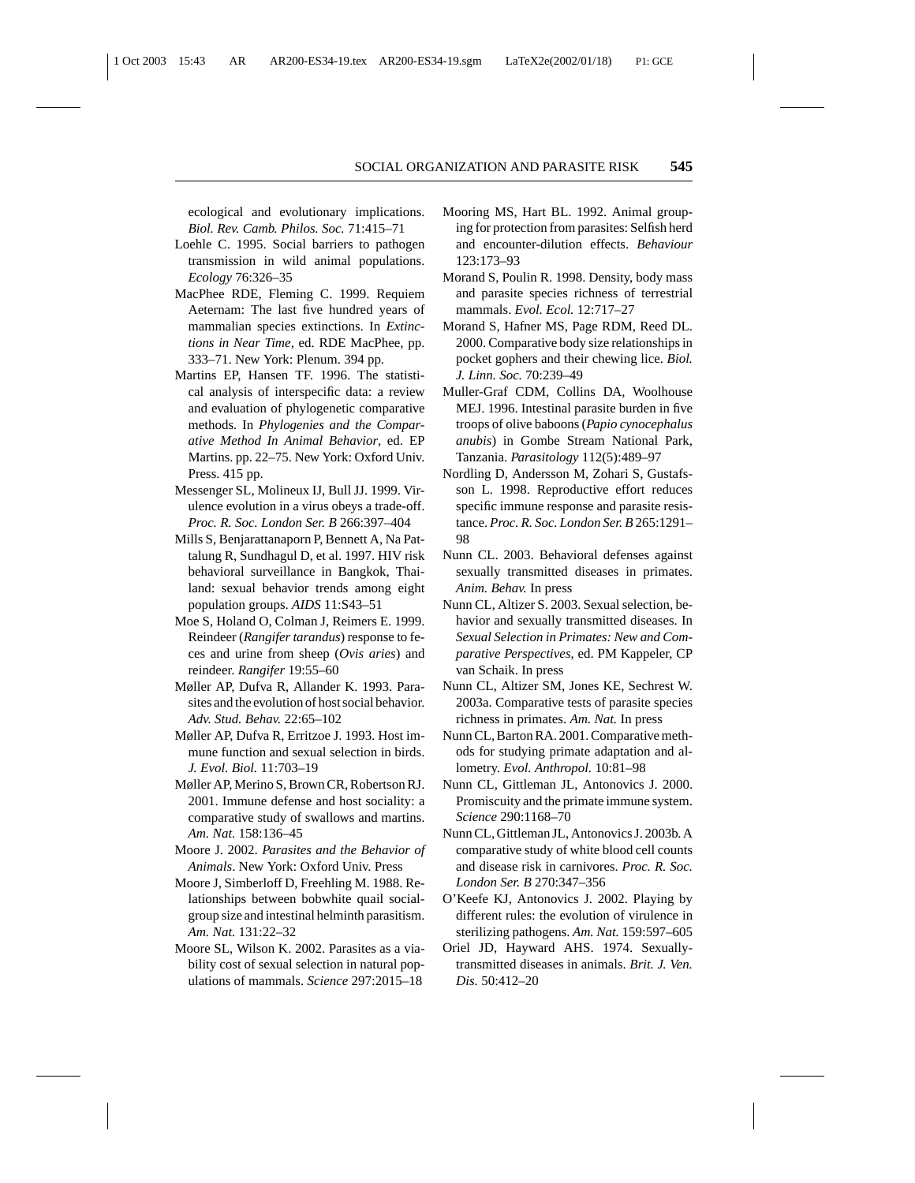ecological and evolutionary implications. *Biol. Rev. Camb. Philos. Soc.* 71:415–71

Loehle C. 1995. Social barriers to pathogen transmission in wild animal populations. *Ecology* 76:326–35

MacPhee RDE, Fleming C. 1999. Requiem Aeternam: The last five hundred years of mammalian species extinctions. In *Extinctions in Near Time*, ed. RDE MacPhee, pp. 333–71. New York: Plenum. 394 pp.

Martins EP, Hansen TF. 1996. The statistical analysis of interspecific data: a review and evaluation of phylogenetic comparative methods. In *Phylogenies and the Comparative Method In Animal Behavior*, ed. EP Martins. pp. 22–75. New York: Oxford Univ. Press. 415 pp.

Messenger SL, Molineux IJ, Bull JJ. 1999. Virulence evolution in a virus obeys a trade-off. *Proc. R. Soc. London Ser. B* 266:397–404

Mills S, Benjarattanaporn P, Bennett A, Na Pattalung R, Sundhagul D, et al. 1997. HIV risk behavioral surveillance in Bangkok, Thailand: sexual behavior trends among eight population groups. *AIDS* 11:S43–51

Moe S, Holand O, Colman J, Reimers E. 1999. Reindeer (*Rangifer tarandus*) response to feces and urine from sheep (*Ovis aries*) and reindeer. *Rangifer* 19:55–60

Møller AP, Dufva R, Allander K. 1993. Parasites and the evolution of host social behavior. *Adv. Stud. Behav.* 22:65–102

Møller AP, Dufva R, Erritzoe J. 1993. Host immune function and sexual selection in birds. *J. Evol. Biol.* 11:703–19

Møller AP, Merino S, Brown CR, Robertson RJ. 2001. Immune defense and host sociality: a comparative study of swallows and martins. *Am. Nat.* 158:136–45

Moore J. 2002. *Parasites and the Behavior of Animals*. New York: Oxford Univ. Press

Moore J, Simberloff D, Freehling M. 1988. Relationships between bobwhite quail social-group size and intestinal helminth parasitism. *Am. Nat.* 131:22–32

Moore SL, Wilson K. 2002. Parasites as a viability cost of sexual selection in natural populations of mammals. *Science* 297:2015–18

Mooring MS, Hart BL. 1992. Animal grouping for protection from parasites: Selfish herd and encounter-dilution effects. *Behaviour* 123:173–93

Morand S, Poulin R. 1998. Density, body mass and parasite species richness of terrestrial mammals. *Evol. Ecol.* 12:717–27

Morand S, Hafner MS, Page RDM, Reed DL. 2000. Comparative body size relationships in pocket gophers and their chewing lice. *Biol. J. Linn. Soc.* 70:239–49

Muller-Graf CDM, Collins DA, Woolhouse MEJ. 1996. Intestinal parasite burden in five troops of olive baboons (*Papio cynocephalus anubis*) in Gombe Stream National Park, Tanzania. *Parasitology* 112(5):489–97

Nordling D, Andersson M, Zohari S, Gustafsson L. 1998. Reproductive effort reduces specific immune response and parasite resistance. *Proc. R. Soc. London Ser. B* 265:1291–98

Nunn CL. 2003. Behavioral defenses against sexually transmitted diseases in primates. *Anim. Behav.* In press

Nunn CL, Altizer S. 2003. Sexual selection, behavior and sexually transmitted diseases. In *Sexual Selection in Primates: New and Comparative Perspectives*, ed. PM Kappeler, CP van Schaik. In press

Nunn CL, Altizer SM, Jones KE, Sechrest W. 2003a. Comparative tests of parasite species richness in primates. *Am. Nat.* In press

Nunn CL, Barton RA. 2001. Comparative methods for studying primate adaptation and allometry. *Evol. Anthropol.* 10:81–98

Nunn CL, Gittleman JL, Antonovics J. 2000. Promiscuity and the primate immune system. *Science* 290:1168–70

Nunn CL, Gittleman JL, Antonovics J. 2003b. A comparative study of white blood cell counts and disease risk in carnivores. *Proc. R. Soc. London Ser. B* 270:347–356

O'Keefe KJ, Antonovics J. 2002. Playing by different rules: the evolution of virulence in sterilizing pathogens. *Am. Nat.* 159:597–605

Oriel JD, Hayward AHS. 1974. Sexually-transmitted diseases in animals. *Brit. J. Ven. Dis.* 50:412–20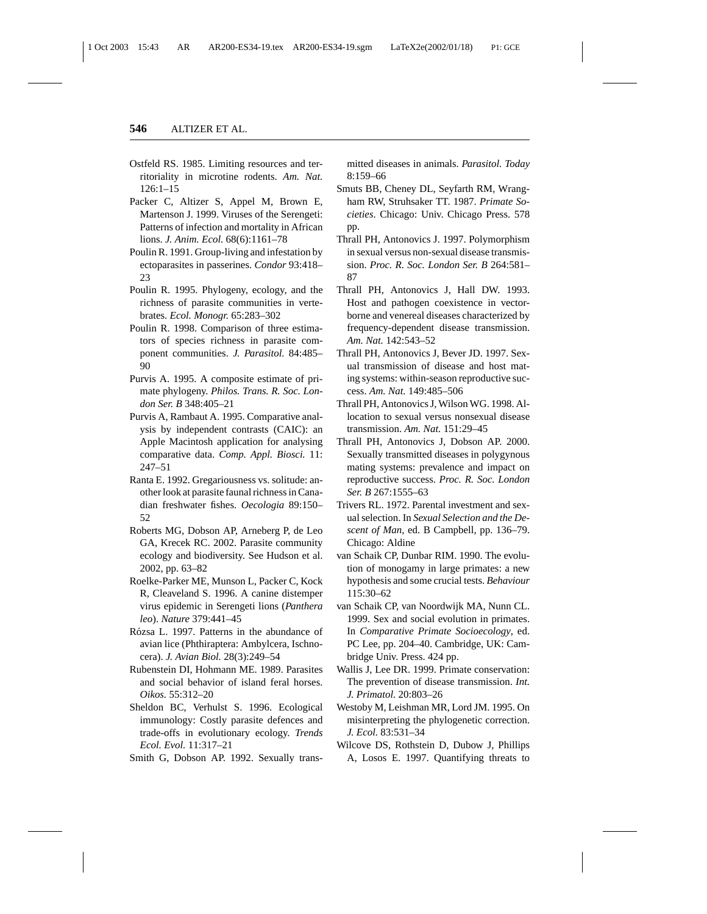Ostfeld RS. 1985. Limiting resources and territoriality in microtine rodents. *Am. Nat.* 126:1–15

Packer C, Altizer S, Appel M, Brown E, Martenson J. 1999. Viruses of the Serengeti: Patterns of infection and mortality in African lions. *J. Anim. Ecol.* 68(6):1161–78

Poulin R. 1991. Group-living and infestation by ectoparasites in passerines. *Condor* 93:418–23

Poulin R. 1995. Phylogeny, ecology, and the richness of parasite communities in vertebrates. *Ecol. Monogr.* 65:283–302

Poulin R. 1998. Comparison of three estimators of species richness in parasite component communities. *J. Parasitol.* 84:485–90

Purvis A. 1995. A composite estimate of primate phylogeny. *Philos. Trans. R. Soc. London Ser. B* 348:405–21

Purvis A, Rambaut A. 1995. Comparative analysis by independent contrasts (CAIC): an Apple Macintosh application for analysing comparative data. *Comp. Appl. Biosci.* 11: 247–51

Ranta E. 1992. Gregariousness vs. solitude: another look at parasite faunal richness in Canadian freshwater fishes. *Oecologia* 89:150–52

Roberts MG, Dobson AP, Arneberg P, de Leo GA, Krecek RC. 2002. Parasite community ecology and biodiversity. See Hudson et al. 2002, pp. 63–82

Roelke-Parker ME, Munson L, Packer C, Kock R, Cleaveland S. 1996. A canine distemper virus epidemic in Serengeti lions (*Panthera leo*). *Nature* 379:441–45

Rózsa L. 1997. Patterns in the abundance of avian lice (Phthiraptera: Ambylcera, Ischnocera). *J. Avian Biol.* 28(3):249–54

Rubenstein DI, Hohmann ME. 1989. Parasites and social behavior of island feral horses. *Oikos.* 55:312–20

Sheldon BC, Verhulst S. 1996. Ecological immunology: Costly parasite defences and trade-offs in evolutionary ecology. *Trends Ecol. Evol.* 11:317–21

Smith G, Dobson AP. 1992. Sexually transmitted diseases in animals. *Parasitol. Today* 8:159–66

Smuts BB, Cheney DL, Seyfarth RM, Wrangham RW, Struhsaker TT. 1987. *Primate Societies*. Chicago: Univ. Chicago Press. 578 pp.

Thrall PH, Antonovics J. 1997. Polymorphism in sexual versus non-sexual disease transmission. *Proc. R. Soc. London Ser. B* 264:581–87

Thrall PH, Antonovics J, Hall DW. 1993. Host and pathogen coexistence in vector-borne and venereal diseases characterized by frequency-dependent disease transmission. *Am. Nat.* 142:543–52

Thrall PH, Antonovics J, Bever JD. 1997. Sexual transmission of disease and host mating systems: within-season reproductive success. *Am. Nat.* 149:485–506

Thrall PH, Antonovics J, Wilson WG. 1998. Allocation to sexual versus nonsexual disease transmission. *Am. Nat.* 151:29–45

Thrall PH, Antonovics J, Dobson AP. 2000. Sexually transmitted diseases in polygynous mating systems: prevalence and impact on reproductive success. *Proc. R. Soc. London Ser. B* 267:1555–63

Trivers RL. 1972. Parental investment and sexual selection. In *Sexual Selection and the Descent of Man*, ed. B Campbell, pp. 136–79. Chicago: Aldine

van Schaik CP, Dunbar RIM. 1990. The evolution of monogamy in large primates: a new hypothesis and some crucial tests. *Behaviour* 115:30–62

van Schaik CP, van Noordwijk MA, Nunn CL. 1999. Sex and social evolution in primates. In *Comparative Primate Socioecology*, ed. PC Lee, pp. 204–40. Cambridge, UK: Cambridge Univ. Press. 424 pp.

Wallis J, Lee DR. 1999. Primate conservation: The prevention of disease transmission. *Int. J. Primatol.* 20:803–26

Westoby M, Leishman MR, Lord JM. 1995. On misinterpreting the phylogenetic correction. *J. Ecol.* 83:531–34

Wilcove DS, Rothstein D, Dubow J, Phillips A, Losos E. 1997. Quantifying threats to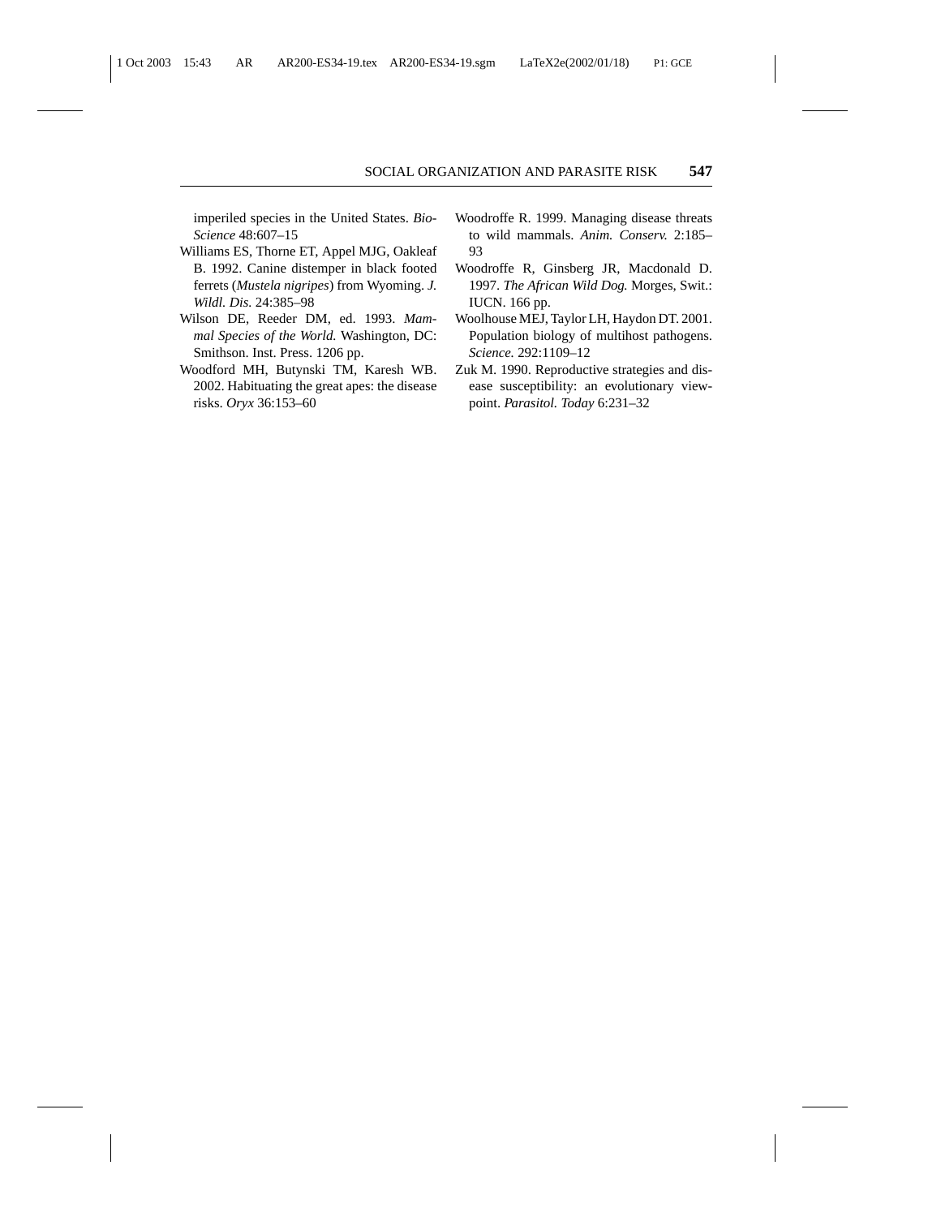imperiled species in the United States. *BioScience* 48:607–15

Williams ES, Thorne ET, Appel MJG, Oakleaf B. 1992. Canine distemper in black footed ferrets (*Mustela nigripes*) from Wyoming. *J. Wildl. Dis.* 24:385–98

Wilson DE, Reeder DM, ed. 1993. *Mammal Species of the World.* Washington, DC: Smithson. Inst. Press. 1206 pp.

Woodford MH, Butynski TM, Karesh WB. 2002. Habituating the great apes: the disease risks. *Oryx* 36:153–60

Woodroffe R. 1999. Managing disease threats to wild mammals. *Anim. Conserv.* 2:185–93

Woodroffe R, Ginsberg JR, Macdonald D. 1997. *The African Wild Dog.* Morges, Swit.: IUCN. 166 pp.

Woolhouse MEJ, Taylor LH, Haydon DT. 2001. Population biology of multihost pathogens. *Science.* 292:1109–12

Zuk M. 1990. Reproductive strategies and disease susceptibility: an evolutionary viewpoint. *Parasitol. Today* 6:231–32